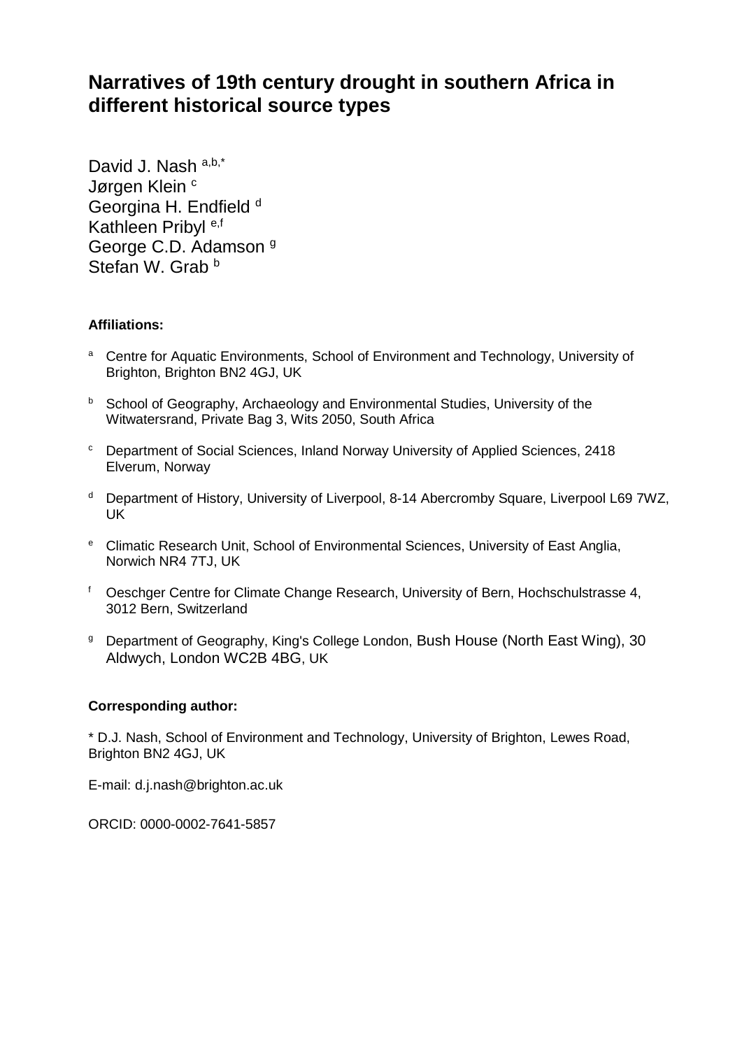# Narratives of 19th century drought in southern Africa in different historical source types

David J. Nash [a,b,*]
Jørgen Klein [c]
Georgina H. Endfield [d]
Kathleen Pribyl [e,f]
George C.D. Adamson [g]
Stefan W. Grab [b]

**Affiliations:**

- [a] Centre for Aquatic Environments, School of Environment and Technology, University of Brighton, Brighton BN2 4GJ, UK
- [b] School of Geography, Archaeology and Environmental Studies, University of the Witwatersrand, Private Bag 3, Wits 2050, South Africa
- [c] Department of Social Sciences, Inland Norway University of Applied Sciences, 2418 Elverum, Norway
- [d] Department of History, University of Liverpool, 8-14 Abercromby Square, Liverpool L69 7WZ, UK
- [e] Climatic Research Unit, School of Environmental Sciences, University of East Anglia, Norwich NR4 7TJ, UK
- [f] Oeschger Centre for Climate Change Research, University of Bern, Hochschulstrasse 4, 3012 Bern, Switzerland
- [g] Department of Geography, King's College London, Bush House (North East Wing), 30 Aldwych, London WC2B 4BG, UK

**Corresponding author:**

* D.J. Nash, School of Environment and Technology, University of Brighton, Lewes Road, Brighton BN2 4GJ, UK

E-mail: d.j.nash@brighton.ac.uk

ORCID: 0000-0002-7641-5857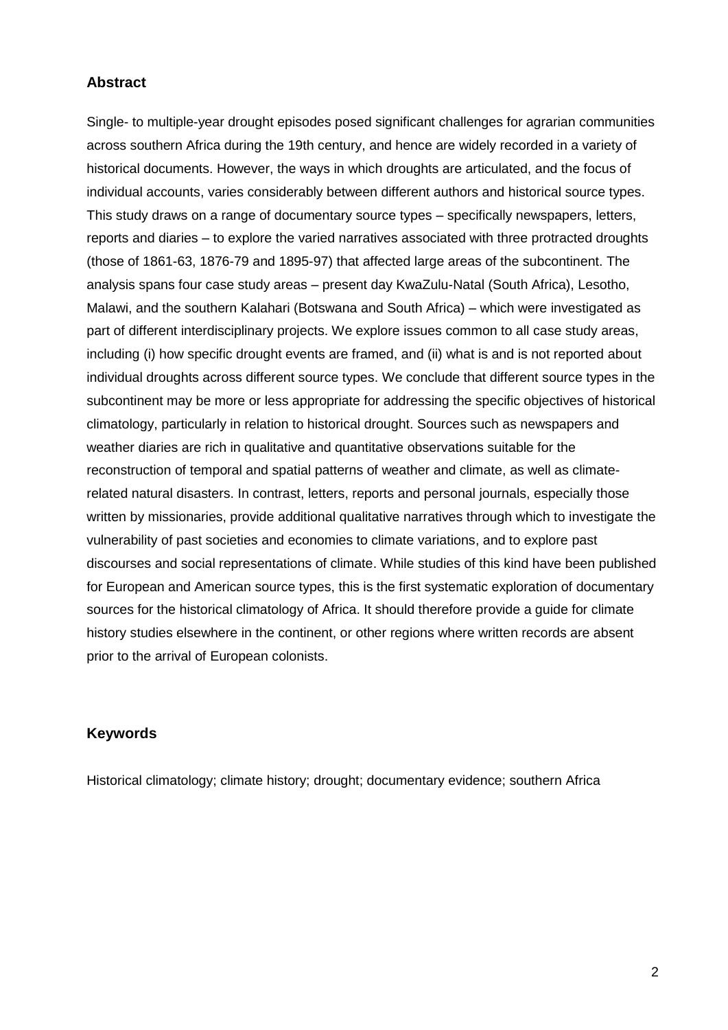## Abstract

Single- to multiple-year drought episodes posed significant challenges for agrarian communities across southern Africa during the 19th century, and hence are widely recorded in a variety of historical documents. However, the ways in which droughts are articulated, and the focus of individual accounts, varies considerably between different authors and historical source types. This study draws on a range of documentary source types – specifically newspapers, letters, reports and diaries – to explore the varied narratives associated with three protracted droughts (those of 1861-63, 1876-79 and 1895-97) that affected large areas of the subcontinent. The analysis spans four case study areas – present day KwaZulu-Natal (South Africa), Lesotho, Malawi, and the southern Kalahari (Botswana and South Africa) – which were investigated as part of different interdisciplinary projects. We explore issues common to all case study areas, including (i) how specific drought events are framed, and (ii) what is and is not reported about individual droughts across different source types. We conclude that different source types in the subcontinent may be more or less appropriate for addressing the specific objectives of historical climatology, particularly in relation to historical drought. Sources such as newspapers and weather diaries are rich in qualitative and quantitative observations suitable for the reconstruction of temporal and spatial patterns of weather and climate, as well as climate-related natural disasters. In contrast, letters, reports and personal journals, especially those written by missionaries, provide additional qualitative narratives through which to investigate the vulnerability of past societies and economies to climate variations, and to explore past discourses and social representations of climate. While studies of this kind have been published for European and American source types, this is the first systematic exploration of documentary sources for the historical climatology of Africa. It should therefore provide a guide for climate history studies elsewhere in the continent, or other regions where written records are absent prior to the arrival of European colonists.

## Keywords

Historical climatology; climate history; drought; documentary evidence; southern Africa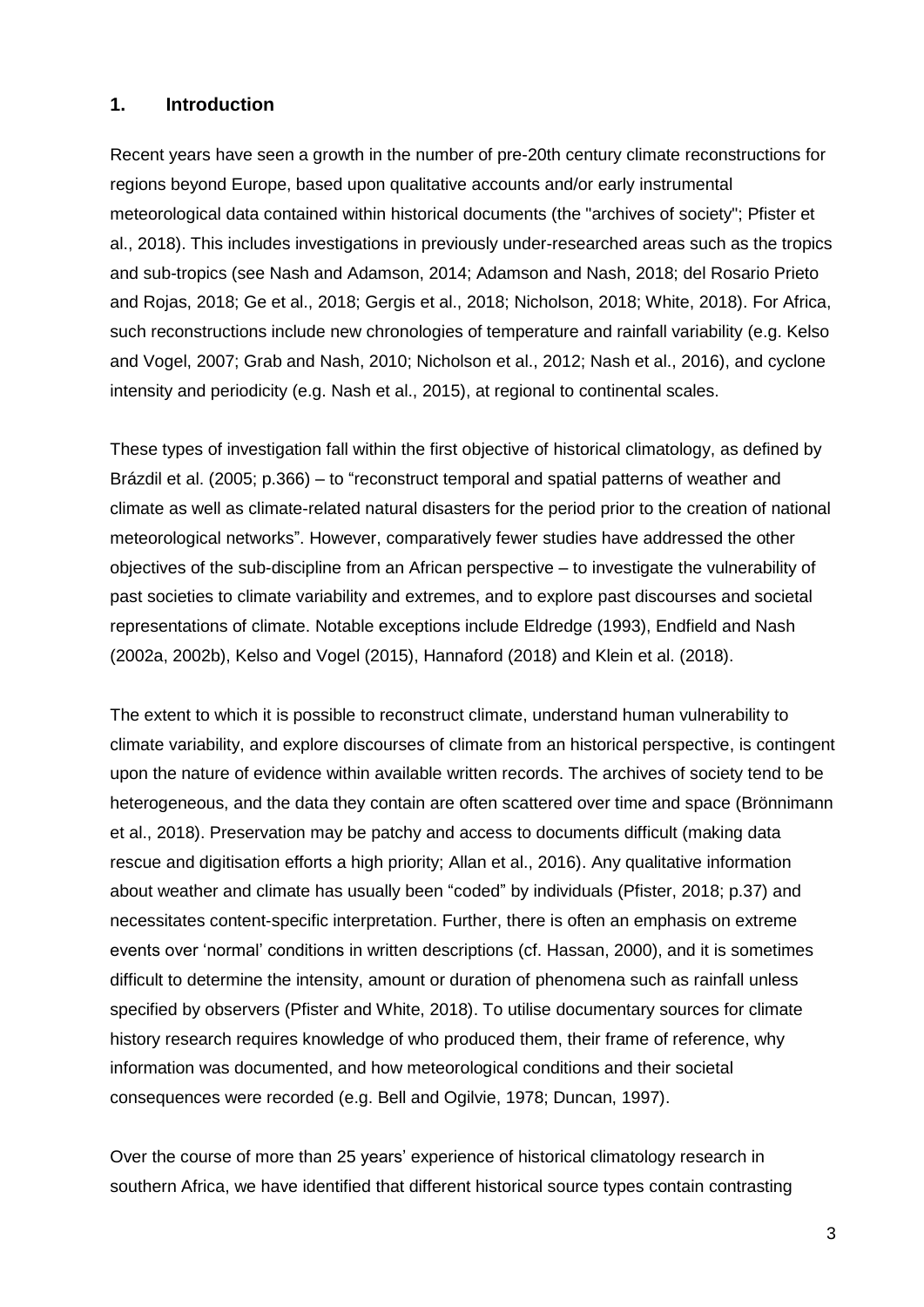## 1. Introduction

Recent years have seen a growth in the number of pre-20th century climate reconstructions for regions beyond Europe, based upon qualitative accounts and/or early instrumental meteorological data contained within historical documents (the "archives of society"; Pfister et al., 2018). This includes investigations in previously under-researched areas such as the tropics and sub-tropics (see Nash and Adamson, 2014; Adamson and Nash, 2018; del Rosario Prieto and Rojas, 2018; Ge et al., 2018; Gergis et al., 2018; Nicholson, 2018; White, 2018). For Africa, such reconstructions include new chronologies of temperature and rainfall variability (e.g. Kelso and Vogel, 2007; Grab and Nash, 2010; Nicholson et al., 2012; Nash et al., 2016), and cyclone intensity and periodicity (e.g. Nash et al., 2015), at regional to continental scales.

These types of investigation fall within the first objective of historical climatology, as defined by Brázdil et al. (2005; p.366) – to "reconstruct temporal and spatial patterns of weather and climate as well as climate-related natural disasters for the period prior to the creation of national meteorological networks". However, comparatively fewer studies have addressed the other objectives of the sub-discipline from an African perspective – to investigate the vulnerability of past societies to climate variability and extremes, and to explore past discourses and societal representations of climate. Notable exceptions include Eldredge (1993), Endfield and Nash (2002a, 2002b), Kelso and Vogel (2015), Hannaford (2018) and Klein et al. (2018).

The extent to which it is possible to reconstruct climate, understand human vulnerability to climate variability, and explore discourses of climate from an historical perspective, is contingent upon the nature of evidence within available written records. The archives of society tend to be heterogeneous, and the data they contain are often scattered over time and space (Brönnimann et al., 2018). Preservation may be patchy and access to documents difficult (making data rescue and digitisation efforts a high priority; Allan et al., 2016). Any qualitative information about weather and climate has usually been "coded" by individuals (Pfister, 2018; p.37) and necessitates content-specific interpretation. Further, there is often an emphasis on extreme events over 'normal' conditions in written descriptions (cf. Hassan, 2000), and it is sometimes difficult to determine the intensity, amount or duration of phenomena such as rainfall unless specified by observers (Pfister and White, 2018). To utilise documentary sources for climate history research requires knowledge of who produced them, their frame of reference, why information was documented, and how meteorological conditions and their societal consequences were recorded (e.g. Bell and Ogilvie, 1978; Duncan, 1997).

Over the course of more than 25 years' experience of historical climatology research in southern Africa, we have identified that different historical source types contain contrasting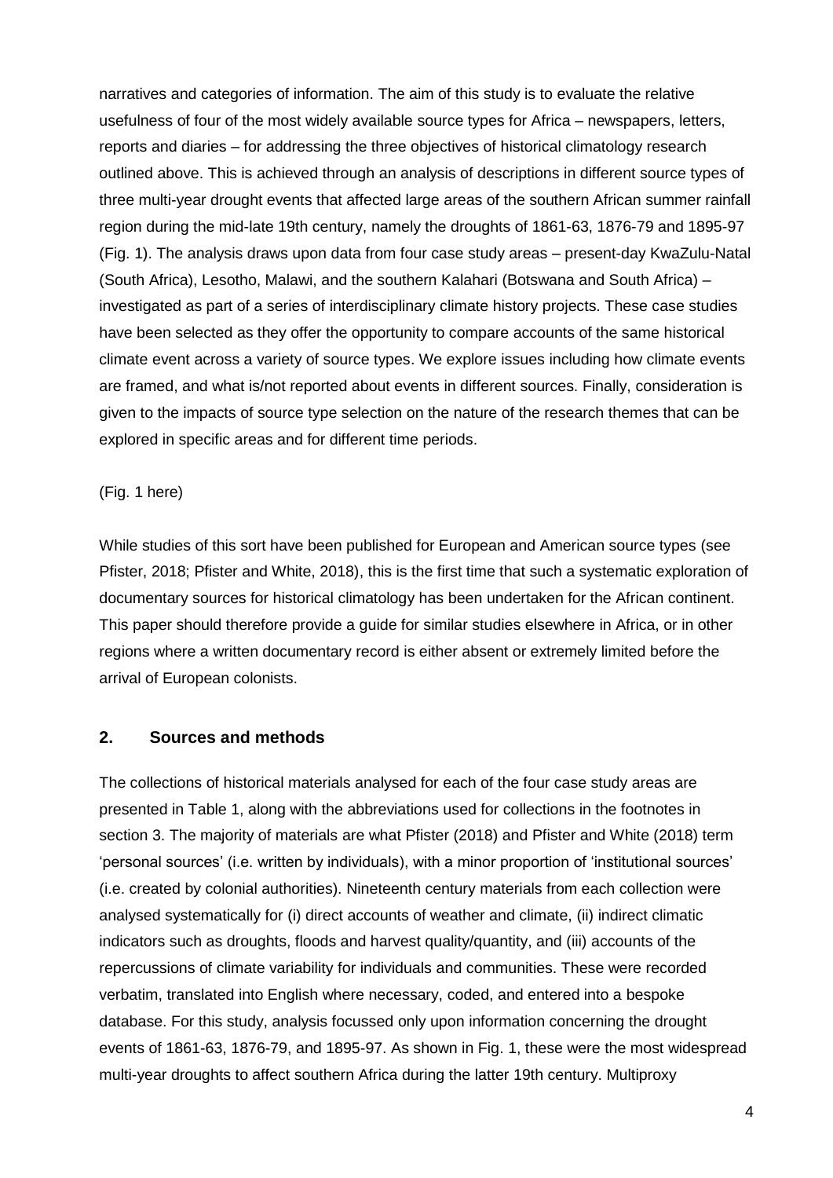narratives and categories of information. The aim of this study is to evaluate the relative usefulness of four of the most widely available source types for Africa – newspapers, letters, reports and diaries – for addressing the three objectives of historical climatology research outlined above. This is achieved through an analysis of descriptions in different source types of three multi-year drought events that affected large areas of the southern African summer rainfall region during the mid-late 19th century, namely the droughts of 1861-63, 1876-79 and 1895-97 (Fig. 1). The analysis draws upon data from four case study areas – present-day KwaZulu-Natal (South Africa), Lesotho, Malawi, and the southern Kalahari (Botswana and South Africa) – investigated as part of a series of interdisciplinary climate history projects. These case studies have been selected as they offer the opportunity to compare accounts of the same historical climate event across a variety of source types. We explore issues including how climate events are framed, and what is/not reported about events in different sources. Finally, consideration is given to the impacts of source type selection on the nature of the research themes that can be explored in specific areas and for different time periods.

(Fig. 1 here)

While studies of this sort have been published for European and American source types (see Pfister, 2018; Pfister and White, 2018), this is the first time that such a systematic exploration of documentary sources for historical climatology has been undertaken for the African continent. This paper should therefore provide a guide for similar studies elsewhere in Africa, or in other regions where a written documentary record is either absent or extremely limited before the arrival of European colonists.

## 2. Sources and methods

The collections of historical materials analysed for each of the four case study areas are presented in Table 1, along with the abbreviations used for collections in the footnotes in section 3. The majority of materials are what Pfister (2018) and Pfister and White (2018) term 'personal sources' (i.e. written by individuals), with a minor proportion of 'institutional sources' (i.e. created by colonial authorities). Nineteenth century materials from each collection were analysed systematically for (i) direct accounts of weather and climate, (ii) indirect climatic indicators such as droughts, floods and harvest quality/quantity, and (iii) accounts of the repercussions of climate variability for individuals and communities. These were recorded verbatim, translated into English where necessary, coded, and entered into a bespoke database. For this study, analysis focussed only upon information concerning the drought events of 1861-63, 1876-79, and 1895-97. As shown in Fig. 1, these were the most widespread multi-year droughts to affect southern Africa during the latter 19th century. Multiproxy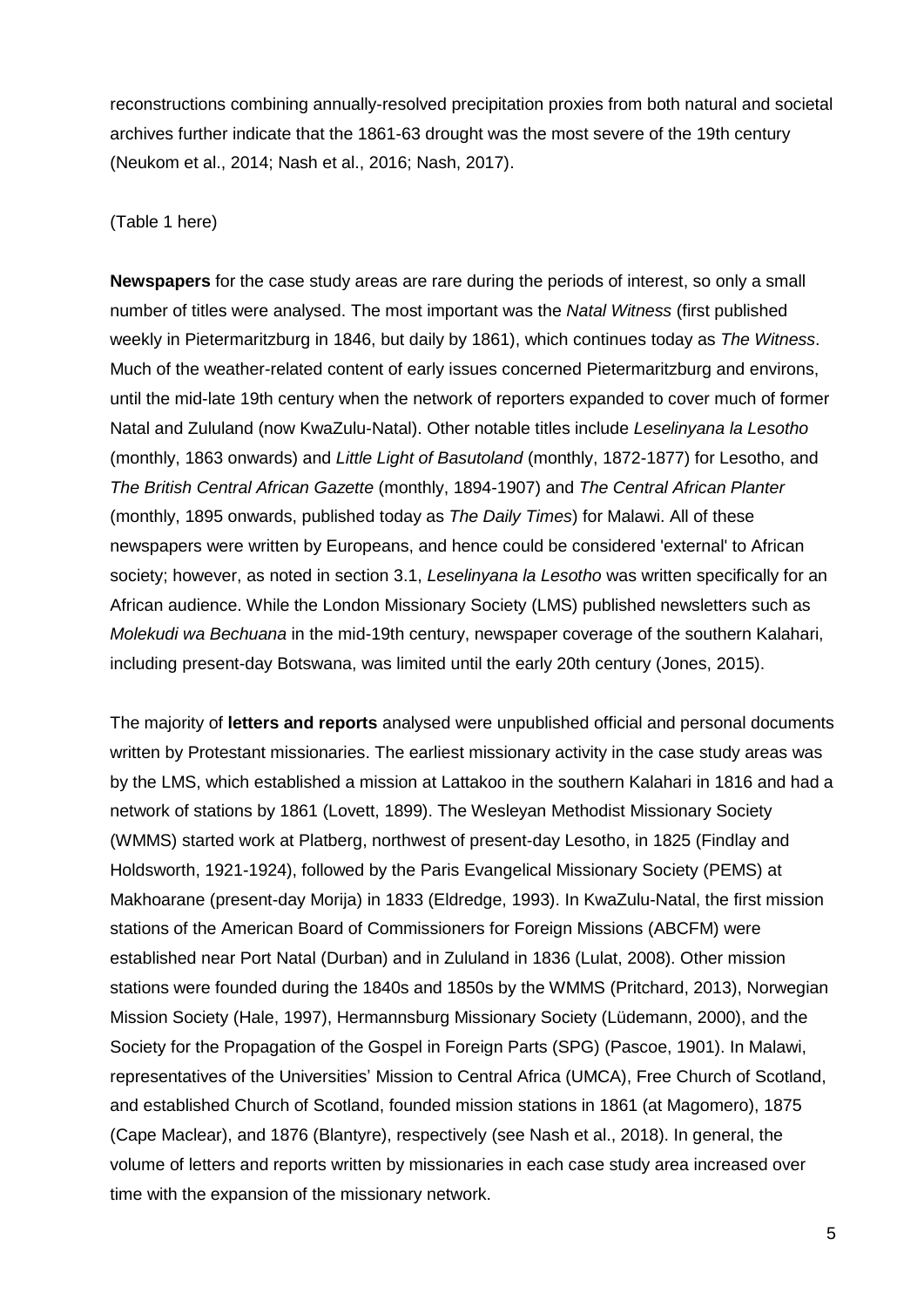reconstructions combining annually-resolved precipitation proxies from both natural and societal archives further indicate that the 1861-63 drought was the most severe of the 19th century (Neukom et al., 2014; Nash et al., 2016; Nash, 2017).

(Table 1 here)

**Newspapers** for the case study areas are rare during the periods of interest, so only a small number of titles were analysed. The most important was the *Natal Witness* (first published weekly in Pietermaritzburg in 1846, but daily by 1861), which continues today as *The Witness*. Much of the weather-related content of early issues concerned Pietermaritzburg and environs, until the mid-late 19th century when the network of reporters expanded to cover much of former Natal and Zululand (now KwaZulu-Natal). Other notable titles include *Leselinyana la Lesotho* (monthly, 1863 onwards) and *Little Light of Basutoland* (monthly, 1872-1877) for Lesotho, and *The British Central African Gazette* (monthly, 1894-1907) and *The Central African Planter* (monthly, 1895 onwards, published today as *The Daily Times*) for Malawi. All of these newspapers were written by Europeans, and hence could be considered 'external' to African society; however, as noted in section 3.1, *Leselinyana la Lesotho* was written specifically for an African audience. While the London Missionary Society (LMS) published newsletters such as *Molekudi wa Bechuana* in the mid-19th century, newspaper coverage of the southern Kalahari, including present-day Botswana, was limited until the early 20th century (Jones, 2015).

The majority of **letters and reports** analysed were unpublished official and personal documents written by Protestant missionaries. The earliest missionary activity in the case study areas was by the LMS, which established a mission at Lattakoo in the southern Kalahari in 1816 and had a network of stations by 1861 (Lovett, 1899). The Wesleyan Methodist Missionary Society (WMMS) started work at Platberg, northwest of present-day Lesotho, in 1825 (Findlay and Holdsworth, 1921-1924), followed by the Paris Evangelical Missionary Society (PEMS) at Makhoarane (present-day Morija) in 1833 (Eldredge, 1993). In KwaZulu-Natal, the first mission stations of the American Board of Commissioners for Foreign Missions (ABCFM) were established near Port Natal (Durban) and in Zululand in 1836 (Lulat, 2008). Other mission stations were founded during the 1840s and 1850s by the WMMS (Pritchard, 2013), Norwegian Mission Society (Hale, 1997), Hermannsburg Missionary Society (Lüdemann, 2000), and the Society for the Propagation of the Gospel in Foreign Parts (SPG) (Pascoe, 1901). In Malawi, representatives of the Universities' Mission to Central Africa (UMCA), Free Church of Scotland, and established Church of Scotland, founded mission stations in 1861 (at Magomero), 1875 (Cape Maclear), and 1876 (Blantyre), respectively (see Nash et al., 2018). In general, the volume of letters and reports written by missionaries in each case study area increased over time with the expansion of the missionary network.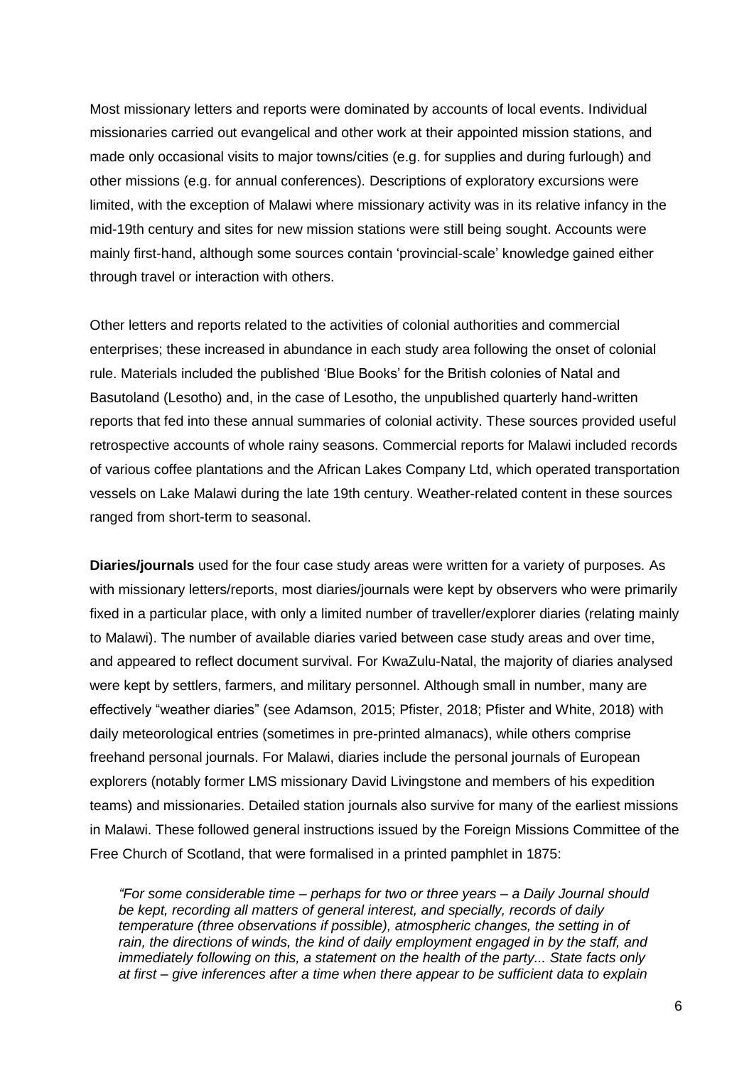Most missionary letters and reports were dominated by accounts of local events. Individual missionaries carried out evangelical and other work at their appointed mission stations, and made only occasional visits to major towns/cities (e.g. for supplies and during furlough) and other missions (e.g. for annual conferences). Descriptions of exploratory excursions were limited, with the exception of Malawi where missionary activity was in its relative infancy in the mid-19th century and sites for new mission stations were still being sought. Accounts were mainly first-hand, although some sources contain 'provincial-scale' knowledge gained either through travel or interaction with others.

Other letters and reports related to the activities of colonial authorities and commercial enterprises; these increased in abundance in each study area following the onset of colonial rule. Materials included the published 'Blue Books' for the British colonies of Natal and Basutoland (Lesotho) and, in the case of Lesotho, the unpublished quarterly hand-written reports that fed into these annual summaries of colonial activity. These sources provided useful retrospective accounts of whole rainy seasons. Commercial reports for Malawi included records of various coffee plantations and the African Lakes Company Ltd, which operated transportation vessels on Lake Malawi during the late 19th century. Weather-related content in these sources ranged from short-term to seasonal.

**Diaries/journals** used for the four case study areas were written for a variety of purposes. As with missionary letters/reports, most diaries/journals were kept by observers who were primarily fixed in a particular place, with only a limited number of traveller/explorer diaries (relating mainly to Malawi). The number of available diaries varied between case study areas and over time, and appeared to reflect document survival. For KwaZulu-Natal, the majority of diaries analysed were kept by settlers, farmers, and military personnel. Although small in number, many are effectively "weather diaries" (see Adamson, 2015; Pfister, 2018; Pfister and White, 2018) with daily meteorological entries (sometimes in pre-printed almanacs), while others comprise freehand personal journals. For Malawi, diaries include the personal journals of European explorers (notably former LMS missionary David Livingstone and members of his expedition teams) and missionaries. Detailed station journals also survive for many of the earliest missions in Malawi. These followed general instructions issued by the Foreign Missions Committee of the Free Church of Scotland, that were formalised in a printed pamphlet in 1875:

> *"For some considerable time – perhaps for two or three years – a Daily Journal should be kept, recording all matters of general interest, and specially, records of daily temperature (three observations if possible), atmospheric changes, the setting in of rain, the directions of winds, the kind of daily employment engaged in by the staff, and immediately following on this, a statement on the health of the party... State facts only at first – give inferences after a time when there appear to be sufficient data to explain*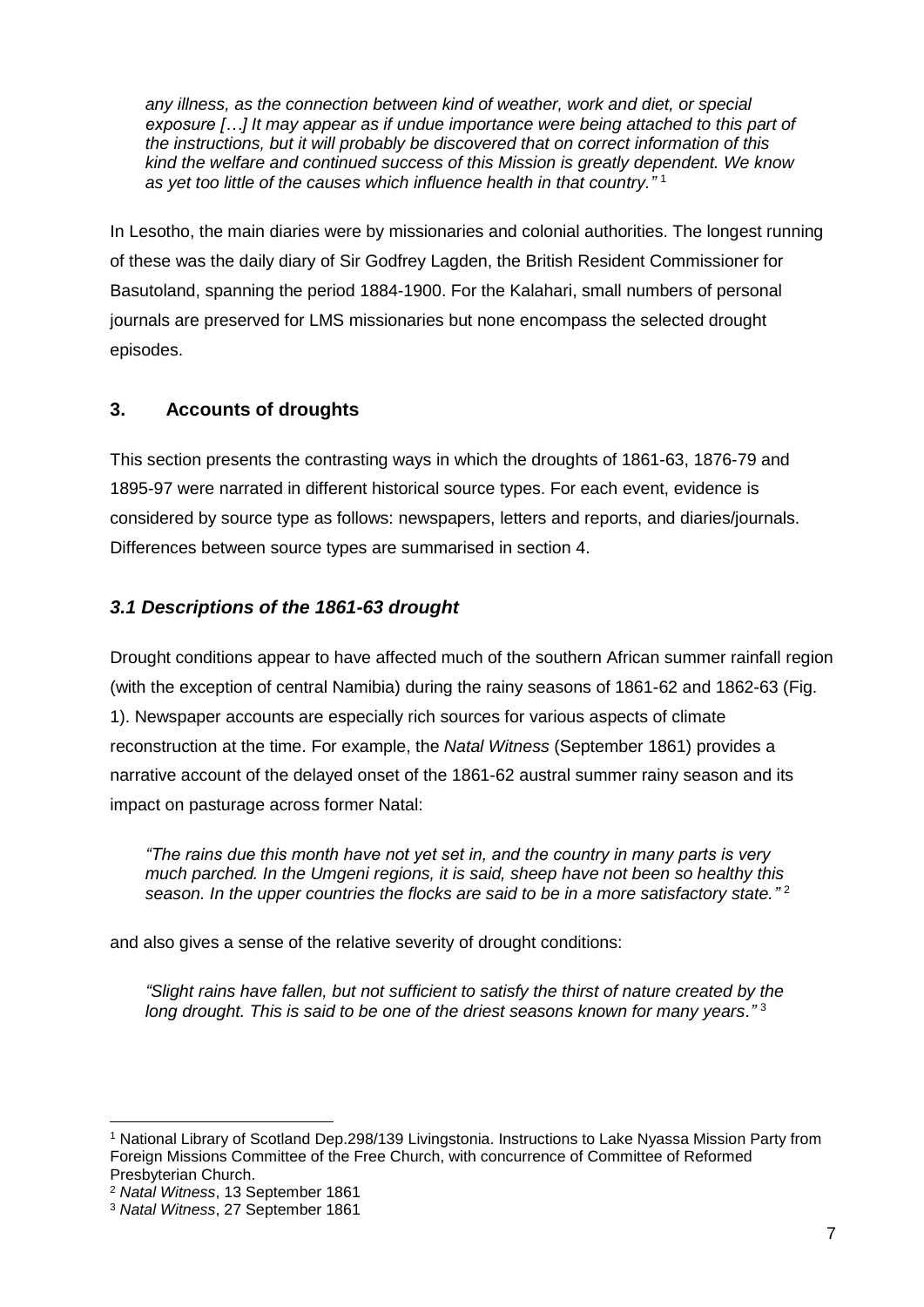> *any illness, as the connection between kind of weather, work and diet, or special exposure […] It may appear as if undue importance were being attached to this part of the instructions, but it will probably be discovered that on correct information of this kind the welfare and continued success of this Mission is greatly dependent. We know as yet too little of the causes which influence health in that country."* [1]

In Lesotho, the main diaries were by missionaries and colonial authorities. The longest running of these was the daily diary of Sir Godfrey Lagden, the British Resident Commissioner for Basutoland, spanning the period 1884-1900. For the Kalahari, small numbers of personal journals are preserved for LMS missionaries but none encompass the selected drought episodes.

## 3. Accounts of droughts

This section presents the contrasting ways in which the droughts of 1861-63, 1876-79 and 1895-97 were narrated in different historical source types. For each event, evidence is considered by source type as follows: newspapers, letters and reports, and diaries/journals. Differences between source types are summarised in section 4.

### *3.1 Descriptions of the 1861-63 drought*

Drought conditions appear to have affected much of the southern African summer rainfall region (with the exception of central Namibia) during the rainy seasons of 1861-62 and 1862-63 (Fig. 1). Newspaper accounts are especially rich sources for various aspects of climate reconstruction at the time. For example, the *Natal Witness* (September 1861) provides a narrative account of the delayed onset of the 1861-62 austral summer rainy season and its impact on pasturage across former Natal:

> *"The rains due this month have not yet set in, and the country in many parts is very much parched. In the Umgeni regions, it is said, sheep have not been so healthy this season. In the upper countries the flocks are said to be in a more satisfactory state."* [2]

and also gives a sense of the relative severity of drought conditions:

> *"Slight rains have fallen, but not sufficient to satisfy the thirst of nature created by the long drought. This is said to be one of the driest seasons known for many years."* [3]

---

[1] National Library of Scotland Dep.298/139 Livingstonia. Instructions to Lake Nyassa Mission Party from Foreign Missions Committee of the Free Church, with concurrence of Committee of Reformed Presbyterian Church.

[2] *Natal Witness*, 13 September 1861

[3] *Natal Witness*, 27 September 1861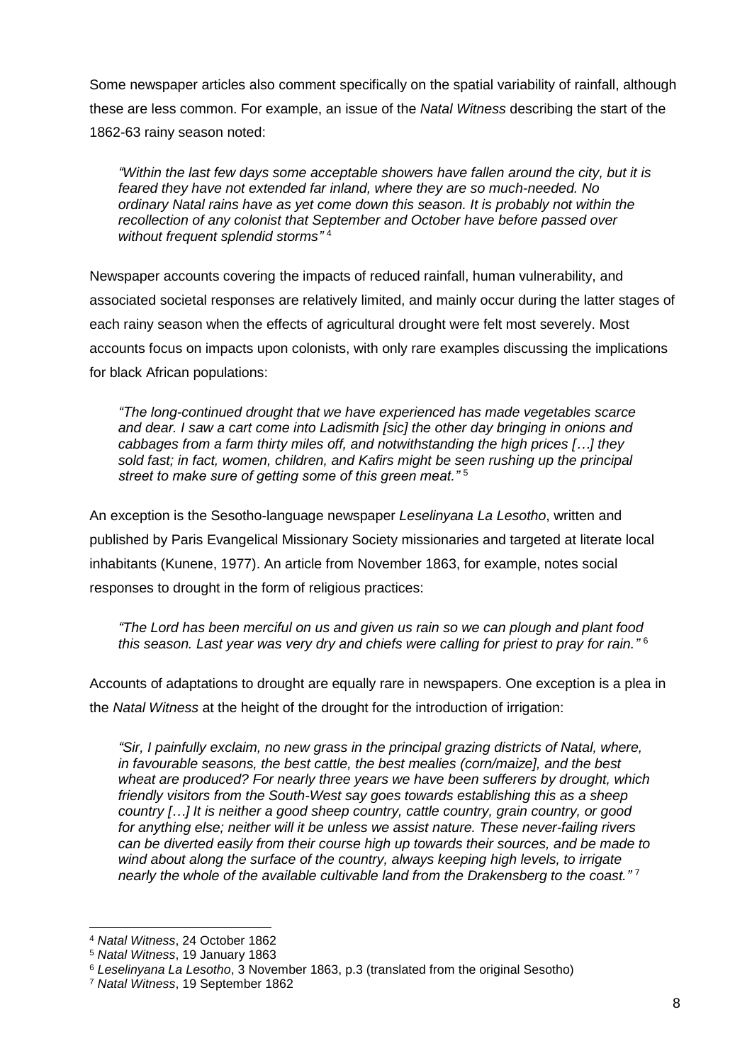Some newspaper articles also comment specifically on the spatial variability of rainfall, although these are less common. For example, an issue of the *Natal Witness* describing the start of the 1862-63 rainy season noted:

> *"Within the last few days some acceptable showers have fallen around the city, but it is feared they have not extended far inland, where they are so much-needed. No ordinary Natal rains have as yet come down this season. It is probably not within the recollection of any colonist that September and October have before passed over without frequent splendid storms"* [4]

Newspaper accounts covering the impacts of reduced rainfall, human vulnerability, and associated societal responses are relatively limited, and mainly occur during the latter stages of each rainy season when the effects of agricultural drought were felt most severely. Most accounts focus on impacts upon colonists, with only rare examples discussing the implications for black African populations:

> *"The long-continued drought that we have experienced has made vegetables scarce and dear. I saw a cart come into Ladismith [sic] the other day bringing in onions and cabbages from a farm thirty miles off, and notwithstanding the high prices […] they sold fast; in fact, women, children, and Kafirs might be seen rushing up the principal street to make sure of getting some of this green meat."* [5]

An exception is the Sesotho-language newspaper *Leselinyana La Lesotho*, written and published by Paris Evangelical Missionary Society missionaries and targeted at literate local inhabitants (Kunene, 1977). An article from November 1863, for example, notes social responses to drought in the form of religious practices:

> *"The Lord has been merciful on us and given us rain so we can plough and plant food this season. Last year was very dry and chiefs were calling for priest to pray for rain."* [6]

Accounts of adaptations to drought are equally rare in newspapers. One exception is a plea in the *Natal Witness* at the height of the drought for the introduction of irrigation:

> *"Sir, I painfully exclaim, no new grass in the principal grazing districts of Natal, where, in favourable seasons, the best cattle, the best mealies (corn/maize], and the best wheat are produced? For nearly three years we have been sufferers by drought, which friendly visitors from the South-West say goes towards establishing this as a sheep country […] It is neither a good sheep country, cattle country, grain country, or good for anything else; neither will it be unless we assist nature. These never-failing rivers can be diverted easily from their course high up towards their sources, and be made to wind about along the surface of the country, always keeping high levels, to irrigate nearly the whole of the available cultivable land from the Drakensberg to the coast."* [7]

---

[4] *Natal Witness*, 24 October 1862

[5] *Natal Witness*, 19 January 1863

[6] *Leselinyana La Lesotho*, 3 November 1863, p.3 (translated from the original Sesotho)

[7] *Natal Witness*, 19 September 1862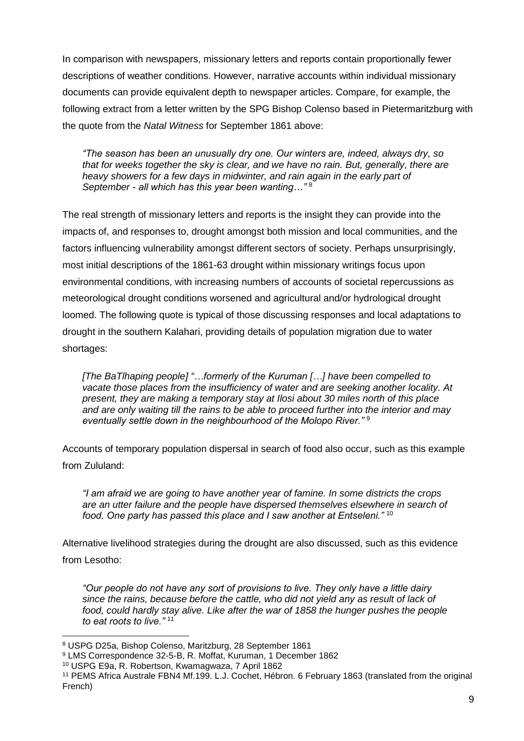In comparison with newspapers, missionary letters and reports contain proportionally fewer descriptions of weather conditions. However, narrative accounts within individual missionary documents can provide equivalent depth to newspaper articles. Compare, for example, the following extract from a letter written by the SPG Bishop Colenso based in Pietermaritzburg with the quote from the *Natal Witness* for September 1861 above:

> *"The season has been an unusually dry one. Our winters are, indeed, always dry, so that for weeks together the sky is clear, and we have no rain. But, generally, there are heavy showers for a few days in midwinter, and rain again in the early part of September - all which has this year been wanting…"* [8]

The real strength of missionary letters and reports is the insight they can provide into the impacts of, and responses to, drought amongst both mission and local communities, and the factors influencing vulnerability amongst different sectors of society. Perhaps unsurprisingly, most initial descriptions of the 1861-63 drought within missionary writings focus upon environmental conditions, with increasing numbers of accounts of societal repercussions as meteorological drought conditions worsened and agricultural and/or hydrological drought loomed. The following quote is typical of those discussing responses and local adaptations to drought in the southern Kalahari, providing details of population migration due to water shortages:

> *[The BaTlhaping people] "…formerly of the Kuruman […] have been compelled to vacate those places from the insufficiency of water and are seeking another locality. At present, they are making a temporary stay at Ilosi about 30 miles north of this place and are only waiting till the rains to be able to proceed further into the interior and may eventually settle down in the neighbourhood of the Molopo River."* [9]

Accounts of temporary population dispersal in search of food also occur, such as this example from Zululand:

> *"I am afraid we are going to have another year of famine. In some districts the crops are an utter failure and the people have dispersed themselves elsewhere in search of food. One party has passed this place and I saw another at Entseleni."* [10]

Alternative livelihood strategies during the drought are also discussed, such as this evidence from Lesotho:

> *"Our people do not have any sort of provisions to live. They only have a little dairy since the rains, because before the cattle, who did not yield any as result of lack of food, could hardly stay alive. Like after the war of 1858 the hunger pushes the people to eat roots to live."* [11]

---

[8] USPG D25a, Bishop Colenso, Maritzburg, 28 September 1861

[9] LMS Correspondence 32-5-B, R. Moffat, Kuruman, 1 December 1862

[10] USPG E9a, R. Robertson, Kwamagwaza, 7 April 1862

[11] PEMS Africa Australe FBN4 Mf.199. L.J. Cochet, Hébron. 6 February 1863 (translated from the original French)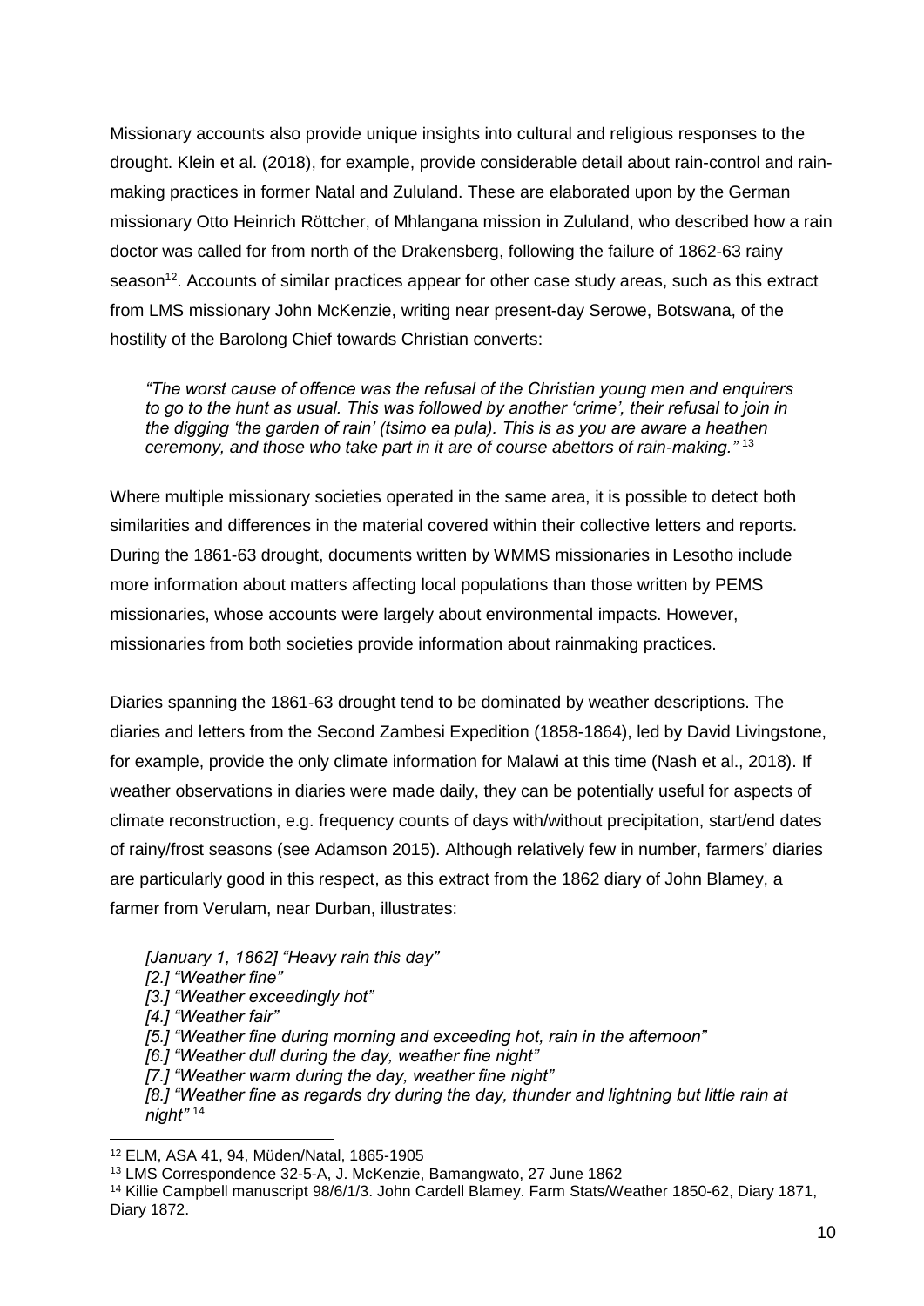Missionary accounts also provide unique insights into cultural and religious responses to the drought. Klein et al. (2018), for example, provide considerable detail about rain-control and rain-making practices in former Natal and Zululand. These are elaborated upon by the German missionary Otto Heinrich Röttcher, of Mhlangana mission in Zululand, who described how a rain doctor was called for from north of the Drakensberg, following the failure of 1862-63 rainy season[12]. Accounts of similar practices appear for other case study areas, such as this extract from LMS missionary John McKenzie, writing near present-day Serowe, Botswana, of the hostility of the Barolong Chief towards Christian converts:

> *"The worst cause of offence was the refusal of the Christian young men and enquirers to go to the hunt as usual. This was followed by another 'crime', their refusal to join in the digging 'the garden of rain' (tsimo ea pula). This is as you are aware a heathen ceremony, and those who take part in it are of course abettors of rain-making."* [13]

Where multiple missionary societies operated in the same area, it is possible to detect both similarities and differences in the material covered within their collective letters and reports. During the 1861-63 drought, documents written by WMMS missionaries in Lesotho include more information about matters affecting local populations than those written by PEMS missionaries, whose accounts were largely about environmental impacts. However, missionaries from both societies provide information about rainmaking practices.

Diaries spanning the 1861-63 drought tend to be dominated by weather descriptions. The diaries and letters from the Second Zambesi Expedition (1858-1864), led by David Livingstone, for example, provide the only climate information for Malawi at this time (Nash et al., 2018). If weather observations in diaries were made daily, they can be potentially useful for aspects of climate reconstruction, e.g. frequency counts of days with/without precipitation, start/end dates of rainy/frost seasons (see Adamson 2015). Although relatively few in number, farmers' diaries are particularly good in this respect, as this extract from the 1862 diary of John Blamey, a farmer from Verulam, near Durban, illustrates:

> *[January 1, 1862] "Heavy rain this day"*
> *[2.] "Weather fine"*
> *[3.] "Weather exceedingly hot"*
> *[4.] "Weather fair"*
> *[5.] "Weather fine during morning and exceeding hot, rain in the afternoon"*
> *[6.] "Weather dull during the day, weather fine night"*
> *[7.] "Weather warm during the day, weather fine night"*
> *[8.] "Weather fine as regards dry during the day, thunder and lightning but little rain at night"* [14]

[12] ELM, ASA 41, 94, Müden/Natal, 1865-1905

[13] LMS Correspondence 32-5-A, J. McKenzie, Bamangwato, 27 June 1862

[14] Killie Campbell manuscript 98/6/1/3. John Cardell Blamey. Farm Stats/Weather 1850-62, Diary 1871, Diary 1872.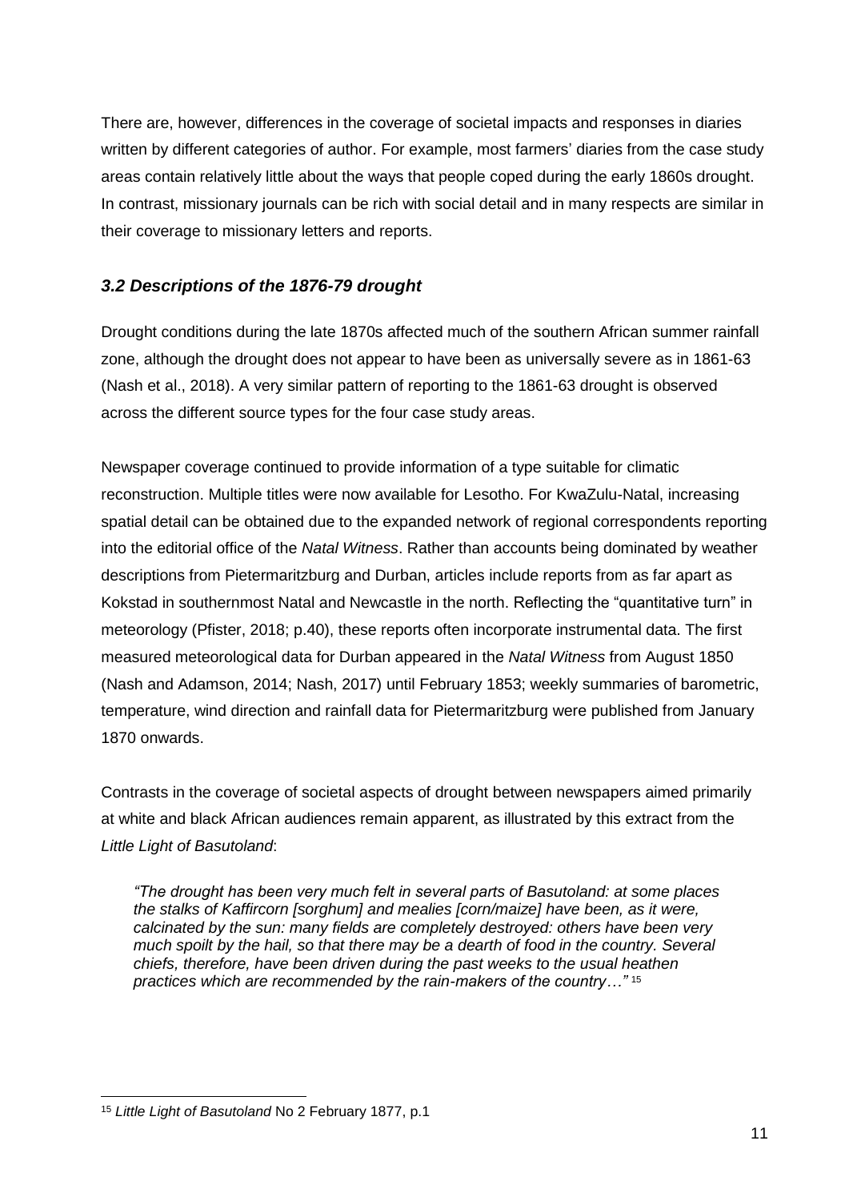There are, however, differences in the coverage of societal impacts and responses in diaries written by different categories of author. For example, most farmers' diaries from the case study areas contain relatively little about the ways that people coped during the early 1860s drought. In contrast, missionary journals can be rich with social detail and in many respects are similar in their coverage to missionary letters and reports.

### *3.2 Descriptions of the 1876-79 drought*

Drought conditions during the late 1870s affected much of the southern African summer rainfall zone, although the drought does not appear to have been as universally severe as in 1861-63 (Nash et al., 2018). A very similar pattern of reporting to the 1861-63 drought is observed across the different source types for the four case study areas.

Newspaper coverage continued to provide information of a type suitable for climatic reconstruction. Multiple titles were now available for Lesotho. For KwaZulu-Natal, increasing spatial detail can be obtained due to the expanded network of regional correspondents reporting into the editorial office of the *Natal Witness*. Rather than accounts being dominated by weather descriptions from Pietermaritzburg and Durban, articles include reports from as far apart as Kokstad in southernmost Natal and Newcastle in the north. Reflecting the "quantitative turn" in meteorology (Pfister, 2018; p.40), these reports often incorporate instrumental data. The first measured meteorological data for Durban appeared in the *Natal Witness* from August 1850 (Nash and Adamson, 2014; Nash, 2017) until February 1853; weekly summaries of barometric, temperature, wind direction and rainfall data for Pietermaritzburg were published from January 1870 onwards.

Contrasts in the coverage of societal aspects of drought between newspapers aimed primarily at white and black African audiences remain apparent, as illustrated by this extract from the *Little Light of Basutoland*:

> *"The drought has been very much felt in several parts of Basutoland: at some places the stalks of Kaffircorn [sorghum] and mealies [corn/maize] have been, as it were, calcinated by the sun: many fields are completely destroyed: others have been very much spoilt by the hail, so that there may be a dearth of food in the country. Several chiefs, therefore, have been driven during the past weeks to the usual heathen practices which are recommended by the rain-makers of the country…"* [15]

---

[15] *Little Light of Basutoland* No 2 February 1877, p.1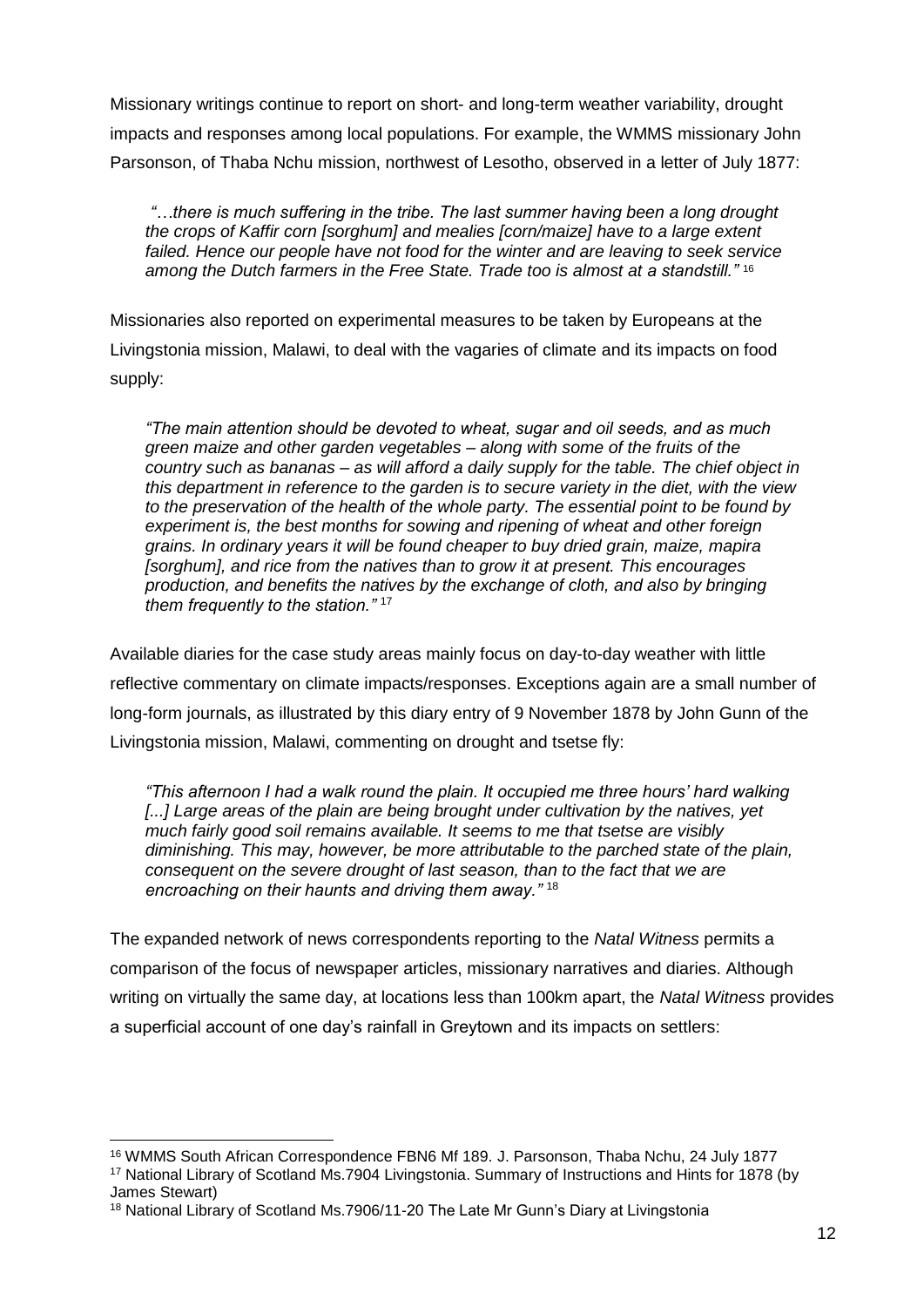Missionary writings continue to report on short- and long-term weather variability, drought impacts and responses among local populations. For example, the WMMS missionary John Parsonson, of Thaba Nchu mission, northwest of Lesotho, observed in a letter of July 1877:

> *"…there is much suffering in the tribe. The last summer having been a long drought the crops of Kaffir corn [sorghum] and mealies [corn/maize] have to a large extent failed. Hence our people have not food for the winter and are leaving to seek service among the Dutch farmers in the Free State. Trade too is almost at a standstill."* [16]

Missionaries also reported on experimental measures to be taken by Europeans at the Livingstonia mission, Malawi, to deal with the vagaries of climate and its impacts on food supply:

> *"The main attention should be devoted to wheat, sugar and oil seeds, and as much green maize and other garden vegetables – along with some of the fruits of the country such as bananas – as will afford a daily supply for the table. The chief object in this department in reference to the garden is to secure variety in the diet, with the view to the preservation of the health of the whole party. The essential point to be found by experiment is, the best months for sowing and ripening of wheat and other foreign grains. In ordinary years it will be found cheaper to buy dried grain, maize, mapira [sorghum], and rice from the natives than to grow it at present. This encourages production, and benefits the natives by the exchange of cloth, and also by bringing them frequently to the station."* [17]

Available diaries for the case study areas mainly focus on day-to-day weather with little reflective commentary on climate impacts/responses. Exceptions again are a small number of long-form journals, as illustrated by this diary entry of 9 November 1878 by John Gunn of the Livingstonia mission, Malawi, commenting on drought and tsetse fly:

> *"This afternoon I had a walk round the plain. It occupied me three hours' hard walking [...] Large areas of the plain are being brought under cultivation by the natives, yet much fairly good soil remains available. It seems to me that tsetse are visibly diminishing. This may, however, be more attributable to the parched state of the plain, consequent on the severe drought of last season, than to the fact that we are encroaching on their haunts and driving them away."* [18]

The expanded network of news correspondents reporting to the *Natal Witness* permits a comparison of the focus of newspaper articles, missionary narratives and diaries. Although writing on virtually the same day, at locations less than 100km apart, the *Natal Witness* provides a superficial account of one day's rainfall in Greytown and its impacts on settlers:

---

[16] WMMS South African Correspondence FBN6 Mf 189. J. Parsonson, Thaba Nchu, 24 July 1877

[17] National Library of Scotland Ms.7904 Livingstonia. Summary of Instructions and Hints for 1878 (by James Stewart)

[18] National Library of Scotland Ms.7906/11-20 The Late Mr Gunn's Diary at Livingstonia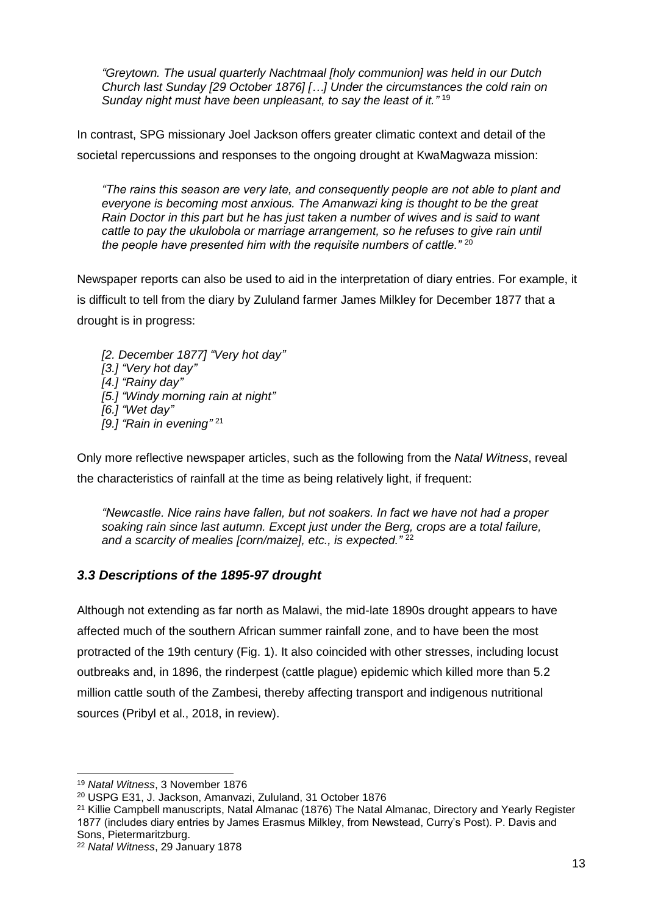*"Greytown. The usual quarterly Nachtmaal [holy communion] was held in our Dutch Church last Sunday [29 October 1876] […] Under the circumstances the cold rain on Sunday night must have been unpleasant, to say the least of it."* [19]

In contrast, SPG missionary Joel Jackson offers greater climatic context and detail of the societal repercussions and responses to the ongoing drought at KwaMagwaza mission:

*"The rains this season are very late, and consequently people are not able to plant and everyone is becoming most anxious. The Amanwazi king is thought to be the great Rain Doctor in this part but he has just taken a number of wives and is said to want cattle to pay the ukulobola or marriage arrangement, so he refuses to give rain until the people have presented him with the requisite numbers of cattle."* [20]

Newspaper reports can also be used to aid in the interpretation of diary entries. For example, it is difficult to tell from the diary by Zululand farmer James Milkley for December 1877 that a drought is in progress:

*[2. December 1877] "Very hot day"*
*[3.] "Very hot day"*
*[4.] "Rainy day"*
*[5.] "Windy morning rain at night"*
*[6.] "Wet day"*
*[9.] "Rain in evening"* [21]

Only more reflective newspaper articles, such as the following from the *Natal Witness*, reveal the characteristics of rainfall at the time as being relatively light, if frequent:

*"Newcastle. Nice rains have fallen, but not soakers. In fact we have not had a proper soaking rain since last autumn. Except just under the Berg, crops are a total failure, and a scarcity of mealies [corn/maize], etc., is expected."* [22]

### *3.3 Descriptions of the 1895-97 drought*

Although not extending as far north as Malawi, the mid-late 1890s drought appears to have affected much of the southern African summer rainfall zone, and to have been the most protracted of the 19th century (Fig. 1). It also coincided with other stresses, including locust outbreaks and, in 1896, the rinderpest (cattle plague) epidemic which killed more than 5.2 million cattle south of the Zambesi, thereby affecting transport and indigenous nutritional sources (Pribyl et al., 2018, in review).

---

[19] *Natal Witness*, 3 November 1876

[20] USPG E31, J. Jackson, Amanvazi, Zululand, 31 October 1876

[21] Killie Campbell manuscripts, Natal Almanac (1876) The Natal Almanac, Directory and Yearly Register 1877 (includes diary entries by James Erasmus Milkley, from Newstead, Curry's Post). P. Davis and Sons, Pietermaritzburg.

[22] *Natal Witness*, 29 January 1878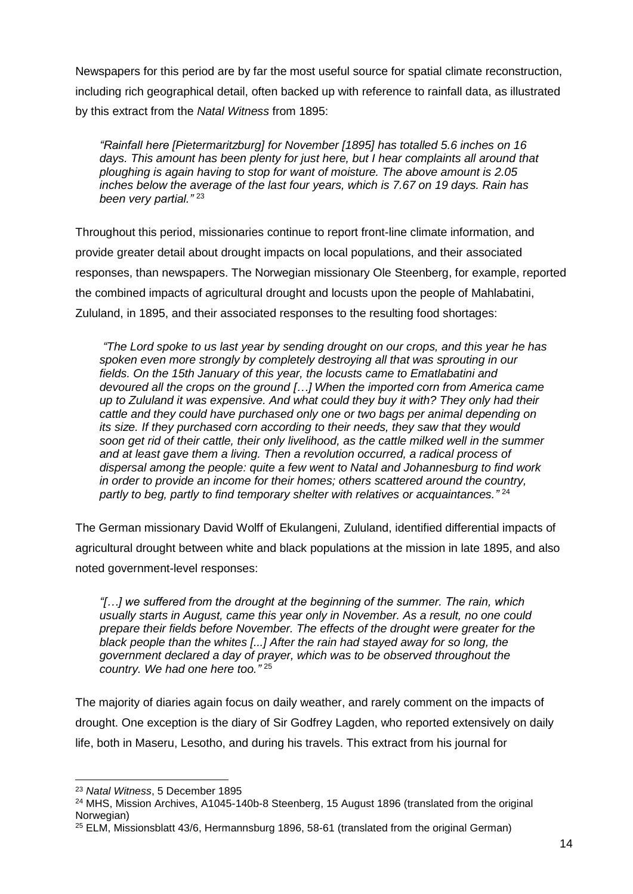Newspapers for this period are by far the most useful source for spatial climate reconstruction, including rich geographical detail, often backed up with reference to rainfall data, as illustrated by this extract from the *Natal Witness* from 1895:

> *"Rainfall here [Pietermaritzburg] for November [1895] has totalled 5.6 inches on 16 days. This amount has been plenty for just here, but I hear complaints all around that ploughing is again having to stop for want of moisture. The above amount is 2.05 inches below the average of the last four years, which is 7.67 on 19 days. Rain has been very partial."* [23]

Throughout this period, missionaries continue to report front-line climate information, and provide greater detail about drought impacts on local populations, and their associated responses, than newspapers. The Norwegian missionary Ole Steenberg, for example, reported the combined impacts of agricultural drought and locusts upon the people of Mahlabatini, Zululand, in 1895, and their associated responses to the resulting food shortages:

> *"The Lord spoke to us last year by sending drought on our crops, and this year he has spoken even more strongly by completely destroying all that was sprouting in our fields. On the 15th January of this year, the locusts came to Ematlabatini and devoured all the crops on the ground […] When the imported corn from America came up to Zululand it was expensive. And what could they buy it with? They only had their cattle and they could have purchased only one or two bags per animal depending on its size. If they purchased corn according to their needs, they saw that they would soon get rid of their cattle, their only livelihood, as the cattle milked well in the summer and at least gave them a living. Then a revolution occurred, a radical process of dispersal among the people: quite a few went to Natal and Johannesburg to find work in order to provide an income for their homes; others scattered around the country, partly to beg, partly to find temporary shelter with relatives or acquaintances."* [24]

The German missionary David Wolff of Ekulangeni, Zululand, identified differential impacts of agricultural drought between white and black populations at the mission in late 1895, and also noted government-level responses:

> *"[…] we suffered from the drought at the beginning of the summer. The rain, which usually starts in August, came this year only in November. As a result, no one could prepare their fields before November. The effects of the drought were greater for the black people than the whites [...] After the rain had stayed away for so long, the government declared a day of prayer, which was to be observed throughout the country. We had one here too."* [25]

The majority of diaries again focus on daily weather, and rarely comment on the impacts of drought. One exception is the diary of Sir Godfrey Lagden, who reported extensively on daily life, both in Maseru, Lesotho, and during his travels. This extract from his journal for

---

[23] *Natal Witness*, 5 December 1895

[24] MHS, Mission Archives, A1045-140b-8 Steenberg, 15 August 1896 (translated from the original Norwegian)

[25] ELM, Missionsblatt 43/6, Hermannsburg 1896, 58-61 (translated from the original German)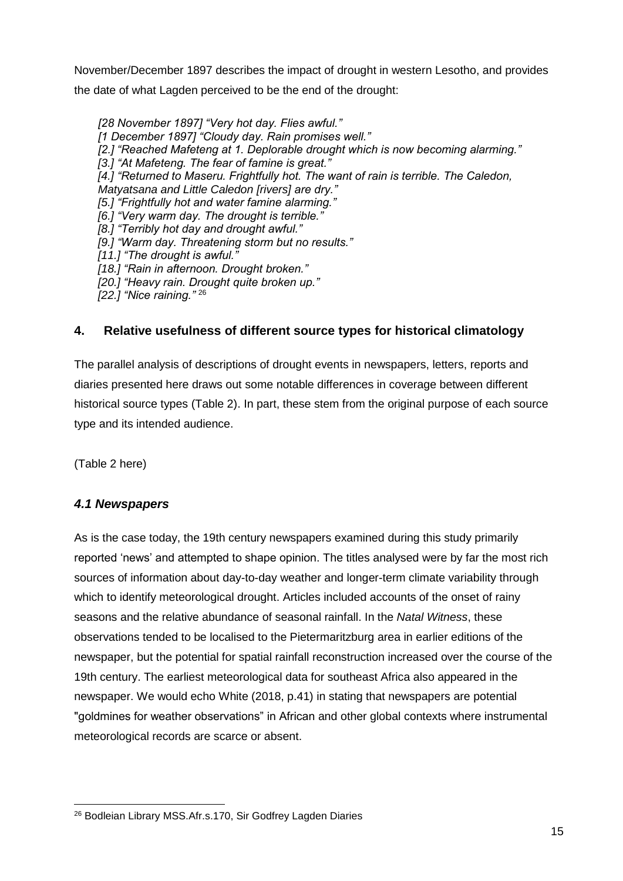November/December 1897 describes the impact of drought in western Lesotho, and provides the date of what Lagden perceived to be the end of the drought:

> *[28 November 1897] "Very hot day. Flies awful."*
> *[1 December 1897] "Cloudy day. Rain promises well."*
> *[2.] "Reached Mafeteng at 1. Deplorable drought which is now becoming alarming."*
> *[3.] "At Mafeteng. The fear of famine is great."*
> *[4.] "Returned to Maseru. Frightfully hot. The want of rain is terrible. The Caledon, Matyatsana and Little Caledon [rivers] are dry."*
> *[5.] "Frightfully hot and water famine alarming."*
> *[6.] "Very warm day. The drought is terrible."*
> *[8.] "Terribly hot day and drought awful."*
> *[9.] "Warm day. Threatening storm but no results."*
> *[11.] "The drought is awful."*
> *[18.] "Rain in afternoon. Drought broken."*
> *[20.] "Heavy rain. Drought quite broken up."*
> *[22.] "Nice raining."* [26]

## 4. Relative usefulness of different source types for historical climatology

The parallel analysis of descriptions of drought events in newspapers, letters, reports and diaries presented here draws out some notable differences in coverage between different historical source types (Table 2). In part, these stem from the original purpose of each source type and its intended audience.

(Table 2 here)

### *4.1 Newspapers*

As is the case today, the 19th century newspapers examined during this study primarily reported 'news' and attempted to shape opinion. The titles analysed were by far the most rich sources of information about day-to-day weather and longer-term climate variability through which to identify meteorological drought. Articles included accounts of the onset of rainy seasons and the relative abundance of seasonal rainfall. In the *Natal Witness*, these observations tended to be localised to the Pietermaritzburg area in earlier editions of the newspaper, but the potential for spatial rainfall reconstruction increased over the course of the 19th century. The earliest meteorological data for southeast Africa also appeared in the newspaper. We would echo White (2018, p.41) in stating that newspapers are potential "goldmines for weather observations" in African and other global contexts where instrumental meteorological records are scarce or absent.

---

[26] Bodleian Library MSS.Afr.s.170, Sir Godfrey Lagden Diaries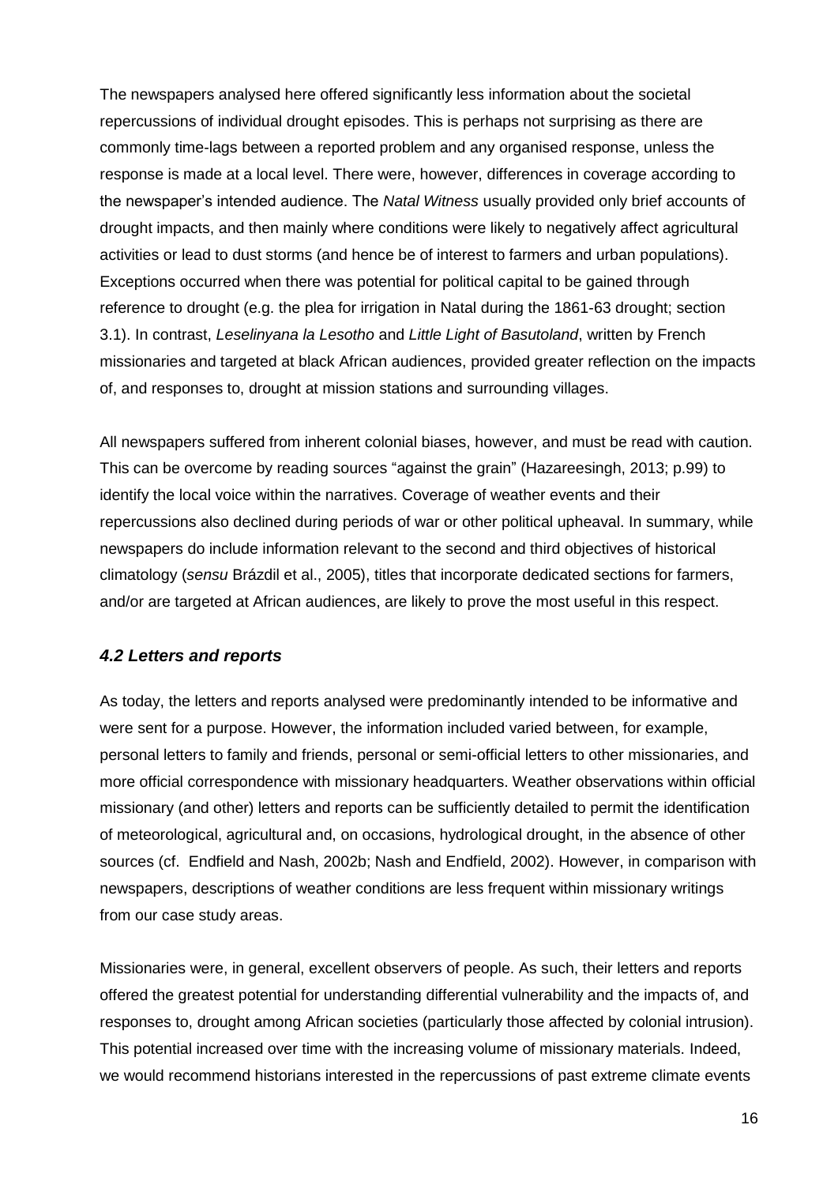The newspapers analysed here offered significantly less information about the societal repercussions of individual drought episodes. This is perhaps not surprising as there are commonly time-lags between a reported problem and any organised response, unless the response is made at a local level. There were, however, differences in coverage according to the newspaper's intended audience. The *Natal Witness* usually provided only brief accounts of drought impacts, and then mainly where conditions were likely to negatively affect agricultural activities or lead to dust storms (and hence be of interest to farmers and urban populations). Exceptions occurred when there was potential for political capital to be gained through reference to drought (e.g. the plea for irrigation in Natal during the 1861-63 drought; section 3.1). In contrast, *Leselinyana la Lesotho* and *Little Light of Basutoland*, written by French missionaries and targeted at black African audiences, provided greater reflection on the impacts of, and responses to, drought at mission stations and surrounding villages.

All newspapers suffered from inherent colonial biases, however, and must be read with caution. This can be overcome by reading sources "against the grain" (Hazareesingh, 2013; p.99) to identify the local voice within the narratives. Coverage of weather events and their repercussions also declined during periods of war or other political upheaval. In summary, while newspapers do include information relevant to the second and third objectives of historical climatology (*sensu* Brázdil et al., 2005), titles that incorporate dedicated sections for farmers, and/or are targeted at African audiences, are likely to prove the most useful in this respect.

### *4.2 Letters and reports*

As today, the letters and reports analysed were predominantly intended to be informative and were sent for a purpose. However, the information included varied between, for example, personal letters to family and friends, personal or semi-official letters to other missionaries, and more official correspondence with missionary headquarters. Weather observations within official missionary (and other) letters and reports can be sufficiently detailed to permit the identification of meteorological, agricultural and, on occasions, hydrological drought, in the absence of other sources (cf. Endfield and Nash, 2002b; Nash and Endfield, 2002). However, in comparison with newspapers, descriptions of weather conditions are less frequent within missionary writings from our case study areas.

Missionaries were, in general, excellent observers of people. As such, their letters and reports offered the greatest potential for understanding differential vulnerability and the impacts of, and responses to, drought among African societies (particularly those affected by colonial intrusion). This potential increased over time with the increasing volume of missionary materials. Indeed, we would recommend historians interested in the repercussions of past extreme climate events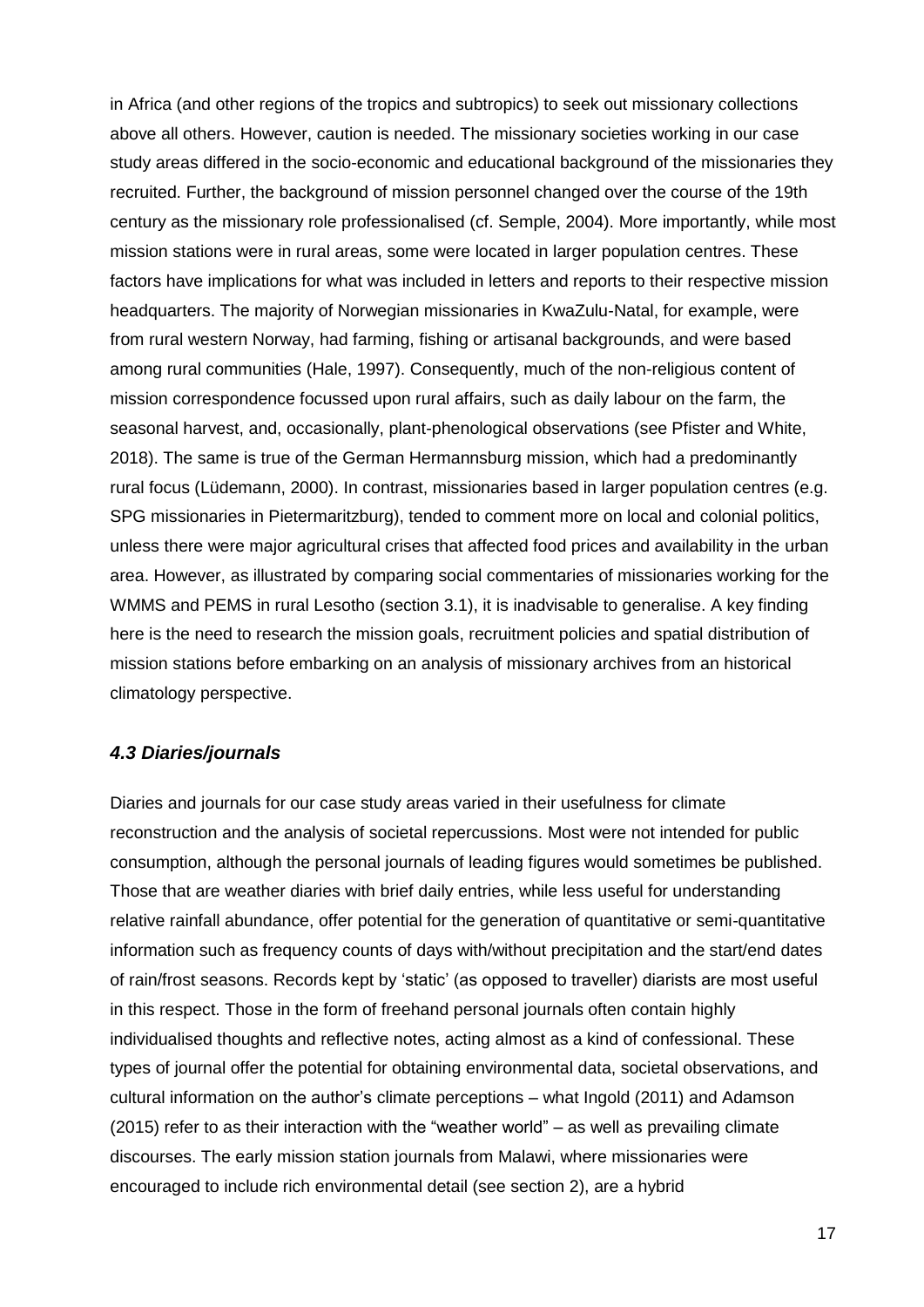in Africa (and other regions of the tropics and subtropics) to seek out missionary collections above all others. However, caution is needed. The missionary societies working in our case study areas differed in the socio-economic and educational background of the missionaries they recruited. Further, the background of mission personnel changed over the course of the 19th century as the missionary role professionalised (cf. Semple, 2004). More importantly, while most mission stations were in rural areas, some were located in larger population centres. These factors have implications for what was included in letters and reports to their respective mission headquarters. The majority of Norwegian missionaries in KwaZulu-Natal, for example, were from rural western Norway, had farming, fishing or artisanal backgrounds, and were based among rural communities (Hale, 1997). Consequently, much of the non-religious content of mission correspondence focussed upon rural affairs, such as daily labour on the farm, the seasonal harvest, and, occasionally, plant-phenological observations (see Pfister and White, 2018). The same is true of the German Hermannsburg mission, which had a predominantly rural focus (Lüdemann, 2000). In contrast, missionaries based in larger population centres (e.g. SPG missionaries in Pietermaritzburg), tended to comment more on local and colonial politics, unless there were major agricultural crises that affected food prices and availability in the urban area. However, as illustrated by comparing social commentaries of missionaries working for the WMMS and PEMS in rural Lesotho (section 3.1), it is inadvisable to generalise. A key finding here is the need to research the mission goals, recruitment policies and spatial distribution of mission stations before embarking on an analysis of missionary archives from an historical climatology perspective.

### *4.3 Diaries/journals*

Diaries and journals for our case study areas varied in their usefulness for climate reconstruction and the analysis of societal repercussions. Most were not intended for public consumption, although the personal journals of leading figures would sometimes be published. Those that are weather diaries with brief daily entries, while less useful for understanding relative rainfall abundance, offer potential for the generation of quantitative or semi-quantitative information such as frequency counts of days with/without precipitation and the start/end dates of rain/frost seasons. Records kept by 'static' (as opposed to traveller) diarists are most useful in this respect. Those in the form of freehand personal journals often contain highly individualised thoughts and reflective notes, acting almost as a kind of confessional. These types of journal offer the potential for obtaining environmental data, societal observations, and cultural information on the author's climate perceptions – what Ingold (2011) and Adamson (2015) refer to as their interaction with the "weather world" – as well as prevailing climate discourses. The early mission station journals from Malawi, where missionaries were encouraged to include rich environmental detail (see section 2), are a hybrid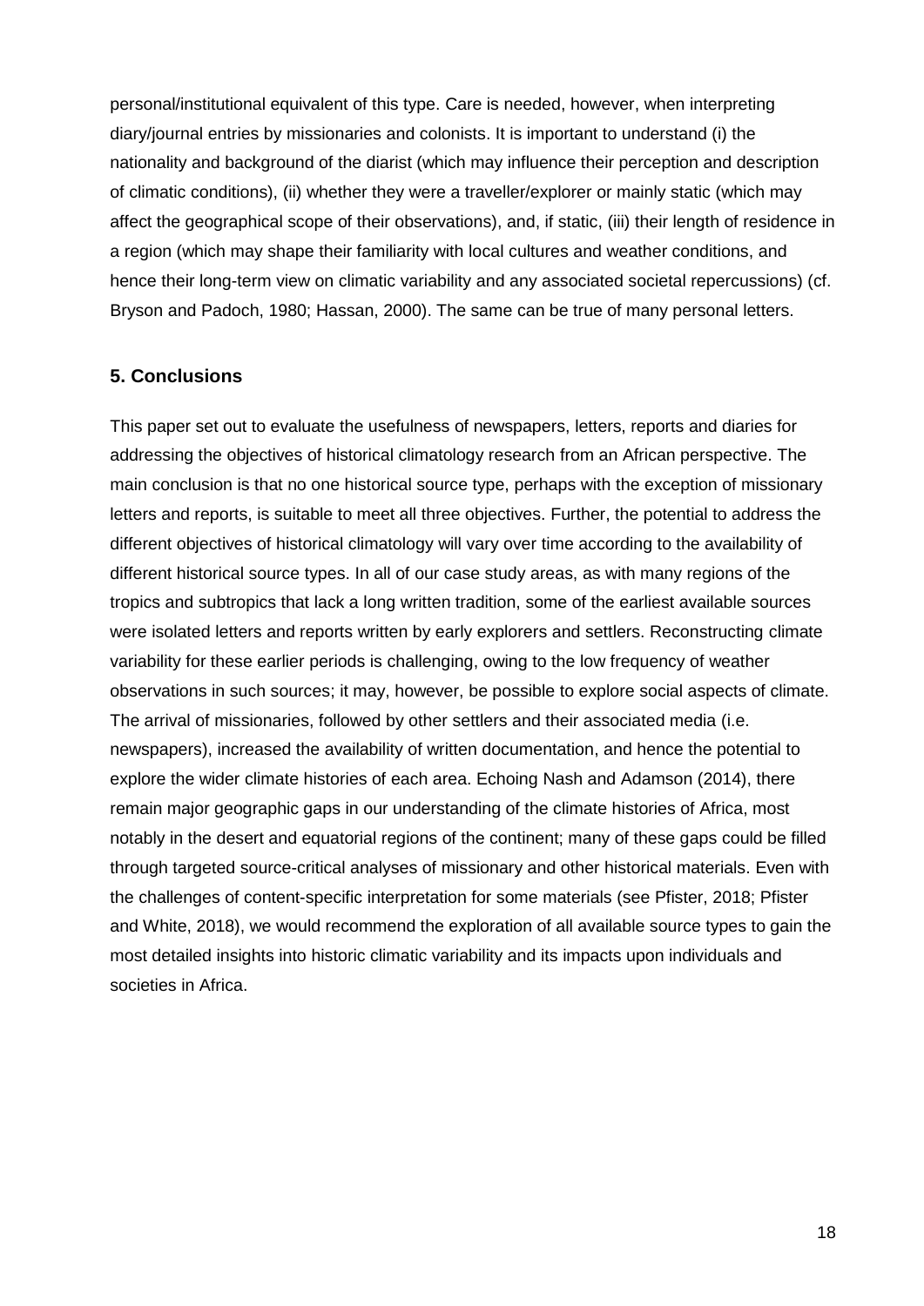personal/institutional equivalent of this type. Care is needed, however, when interpreting diary/journal entries by missionaries and colonists. It is important to understand (i) the nationality and background of the diarist (which may influence their perception and description of climatic conditions), (ii) whether they were a traveller/explorer or mainly static (which may affect the geographical scope of their observations), and, if static, (iii) their length of residence in a region (which may shape their familiarity with local cultures and weather conditions, and hence their long-term view on climatic variability and any associated societal repercussions) (cf. Bryson and Padoch, 1980; Hassan, 2000). The same can be true of many personal letters.

## 5. Conclusions

This paper set out to evaluate the usefulness of newspapers, letters, reports and diaries for addressing the objectives of historical climatology research from an African perspective. The main conclusion is that no one historical source type, perhaps with the exception of missionary letters and reports, is suitable to meet all three objectives. Further, the potential to address the different objectives of historical climatology will vary over time according to the availability of different historical source types. In all of our case study areas, as with many regions of the tropics and subtropics that lack a long written tradition, some of the earliest available sources were isolated letters and reports written by early explorers and settlers. Reconstructing climate variability for these earlier periods is challenging, owing to the low frequency of weather observations in such sources; it may, however, be possible to explore social aspects of climate. The arrival of missionaries, followed by other settlers and their associated media (i.e. newspapers), increased the availability of written documentation, and hence the potential to explore the wider climate histories of each area. Echoing Nash and Adamson (2014), there remain major geographic gaps in our understanding of the climate histories of Africa, most notably in the desert and equatorial regions of the continent; many of these gaps could be filled through targeted source-critical analyses of missionary and other historical materials. Even with the challenges of content-specific interpretation for some materials (see Pfister, 2018; Pfister and White, 2018), we would recommend the exploration of all available source types to gain the most detailed insights into historic climatic variability and its impacts upon individuals and societies in Africa.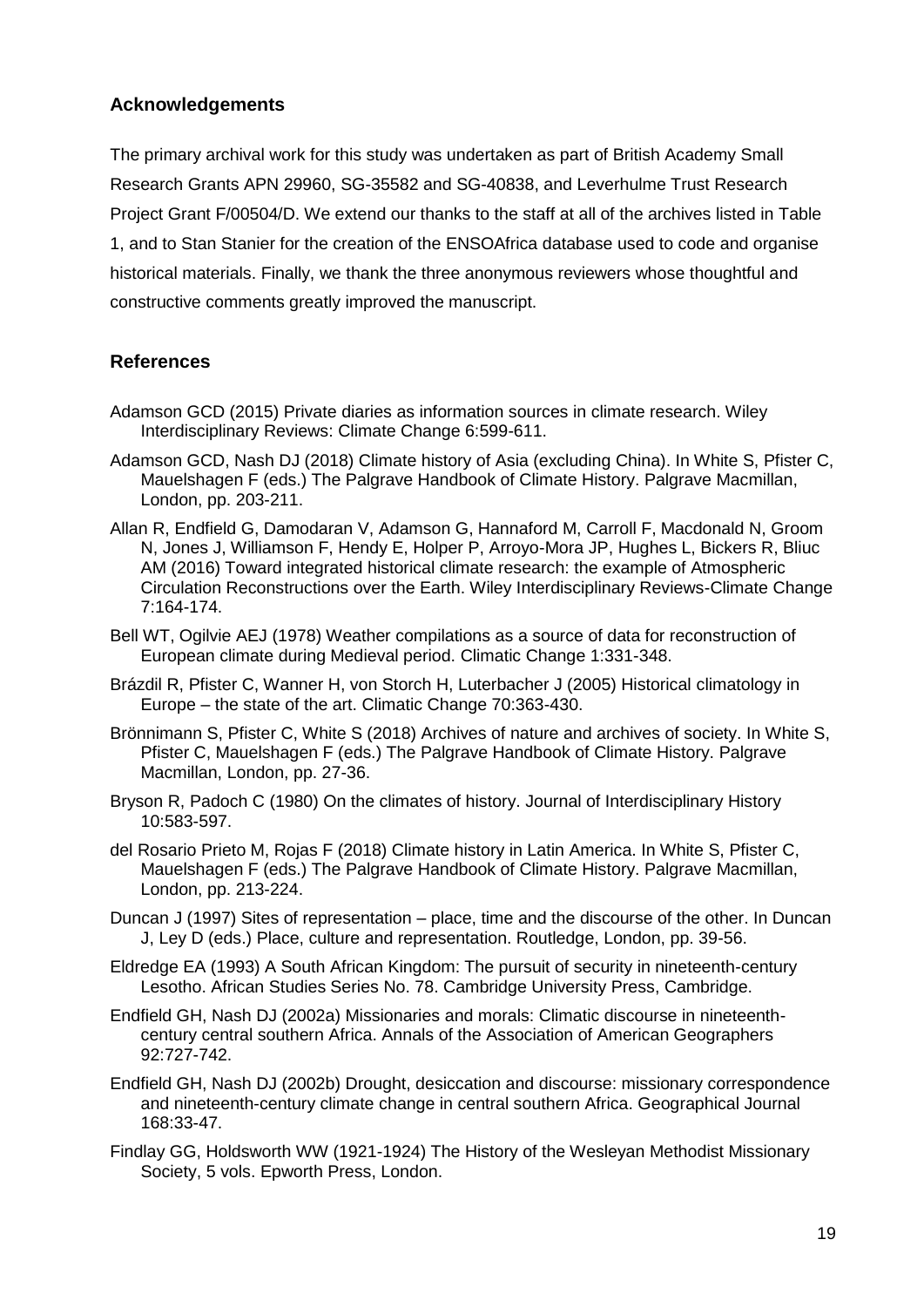## Acknowledgements

The primary archival work for this study was undertaken as part of British Academy Small Research Grants APN 29960, SG-35582 and SG-40838, and Leverhulme Trust Research Project Grant F/00504/D. We extend our thanks to the staff at all of the archives listed in Table 1, and to Stan Stanier for the creation of the ENSOAfrica database used to code and organise historical materials. Finally, we thank the three anonymous reviewers whose thoughtful and constructive comments greatly improved the manuscript.

## References

Adamson GCD (2015) Private diaries as information sources in climate research. Wiley Interdisciplinary Reviews: Climate Change 6:599-611.

Adamson GCD, Nash DJ (2018) Climate history of Asia (excluding China). In White S, Pfister C, Mauelshagen F (eds.) The Palgrave Handbook of Climate History. Palgrave Macmillan, London, pp. 203-211.

Allan R, Endfield G, Damodaran V, Adamson G, Hannaford M, Carroll F, Macdonald N, Groom N, Jones J, Williamson F, Hendy E, Holper P, Arroyo-Mora JP, Hughes L, Bickers R, Bliuc AM (2016) Toward integrated historical climate research: the example of Atmospheric Circulation Reconstructions over the Earth. Wiley Interdisciplinary Reviews-Climate Change 7:164-174.

Bell WT, Ogilvie AEJ (1978) Weather compilations as a source of data for reconstruction of European climate during Medieval period. Climatic Change 1:331-348.

Brázdil R, Pfister C, Wanner H, von Storch H, Luterbacher J (2005) Historical climatology in Europe – the state of the art. Climatic Change 70:363-430.

Brönnimann S, Pfister C, White S (2018) Archives of nature and archives of society. In White S, Pfister C, Mauelshagen F (eds.) The Palgrave Handbook of Climate History. Palgrave Macmillan, London, pp. 27-36.

Bryson R, Padoch C (1980) On the climates of history. Journal of Interdisciplinary History 10:583-597.

del Rosario Prieto M, Rojas F (2018) Climate history in Latin America. In White S, Pfister C, Mauelshagen F (eds.) The Palgrave Handbook of Climate History. Palgrave Macmillan, London, pp. 213-224.

Duncan J (1997) Sites of representation – place, time and the discourse of the other. In Duncan J, Ley D (eds.) Place, culture and representation. Routledge, London, pp. 39-56.

Eldredge EA (1993) A South African Kingdom: The pursuit of security in nineteenth-century Lesotho. African Studies Series No. 78. Cambridge University Press, Cambridge.

Endfield GH, Nash DJ (2002a) Missionaries and morals: Climatic discourse in nineteenth-century central southern Africa. Annals of the Association of American Geographers 92:727-742.

Endfield GH, Nash DJ (2002b) Drought, desiccation and discourse: missionary correspondence and nineteenth-century climate change in central southern Africa. Geographical Journal 168:33-47.

Findlay GG, Holdsworth WW (1921-1924) The History of the Wesleyan Methodist Missionary Society, 5 vols. Epworth Press, London.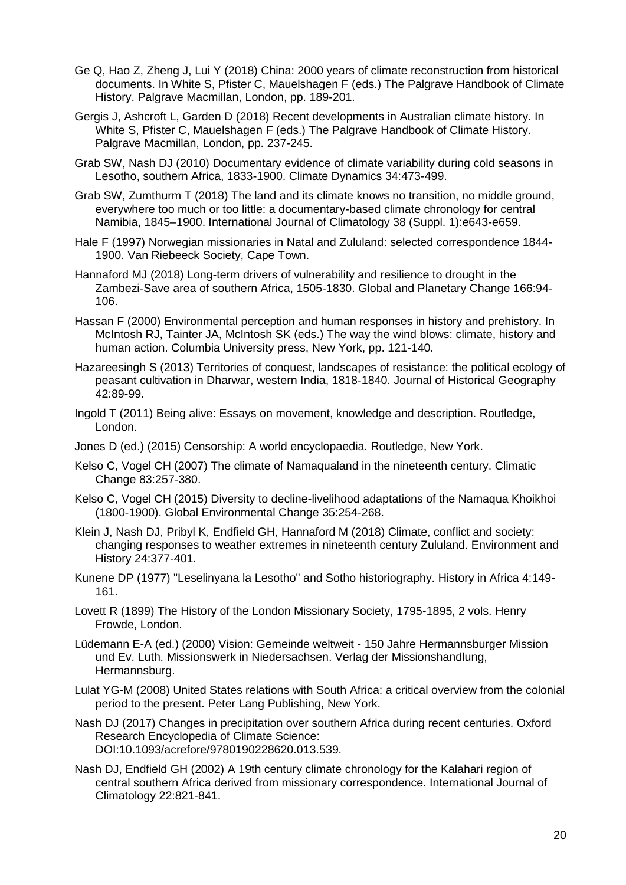Ge Q, Hao Z, Zheng J, Lui Y (2018) China: 2000 years of climate reconstruction from historical documents. In White S, Pfister C, Mauelshagen F (eds.) The Palgrave Handbook of Climate History. Palgrave Macmillan, London, pp. 189-201.

Gergis J, Ashcroft L, Garden D (2018) Recent developments in Australian climate history. In White S, Pfister C, Mauelshagen F (eds.) The Palgrave Handbook of Climate History. Palgrave Macmillan, London, pp. 237-245.

Grab SW, Nash DJ (2010) Documentary evidence of climate variability during cold seasons in Lesotho, southern Africa, 1833-1900. Climate Dynamics 34:473-499.

Grab SW, Zumthurm T (2018) The land and its climate knows no transition, no middle ground, everywhere too much or too little: a documentary-based climate chronology for central Namibia, 1845–1900. International Journal of Climatology 38 (Suppl. 1):e643-e659.

Hale F (1997) Norwegian missionaries in Natal and Zululand: selected correspondence 1844-1900. Van Riebeeck Society, Cape Town.

Hannaford MJ (2018) Long-term drivers of vulnerability and resilience to drought in the Zambezi-Save area of southern Africa, 1505-1830. Global and Planetary Change 166:94-106.

Hassan F (2000) Environmental perception and human responses in history and prehistory. In McIntosh RJ, Tainter JA, McIntosh SK (eds.) The way the wind blows: climate, history and human action. Columbia University press, New York, pp. 121-140.

Hazareesingh S (2013) Territories of conquest, landscapes of resistance: the political ecology of peasant cultivation in Dharwar, western India, 1818-1840. Journal of Historical Geography 42:89-99.

Ingold T (2011) Being alive: Essays on movement, knowledge and description. Routledge, London.

Jones D (ed.) (2015) Censorship: A world encyclopaedia. Routledge, New York.

Kelso C, Vogel CH (2007) The climate of Namaqualand in the nineteenth century. Climatic Change 83:257-380.

Kelso C, Vogel CH (2015) Diversity to decline-livelihood adaptations of the Namaqua Khoikhoi (1800-1900). Global Environmental Change 35:254-268.

Klein J, Nash DJ, Pribyl K, Endfield GH, Hannaford M (2018) Climate, conflict and society: changing responses to weather extremes in nineteenth century Zululand. Environment and History 24:377-401.

Kunene DP (1977) "Leselinyana la Lesotho" and Sotho historiography. History in Africa 4:149-161.

Lovett R (1899) The History of the London Missionary Society, 1795-1895, 2 vols. Henry Frowde, London.

Lüdemann E-A (ed.) (2000) Vision: Gemeinde weltweit - 150 Jahre Hermannsburger Mission und Ev. Luth. Missionswerk in Niedersachsen. Verlag der Missionshandlung, Hermannsburg.

Lulat YG-M (2008) United States relations with South Africa: a critical overview from the colonial period to the present. Peter Lang Publishing, New York.

Nash DJ (2017) Changes in precipitation over southern Africa during recent centuries. Oxford Research Encyclopedia of Climate Science: DOI:10.1093/acrefore/9780190228620.013.539.

Nash DJ, Endfield GH (2002) A 19th century climate chronology for the Kalahari region of central southern Africa derived from missionary correspondence. International Journal of Climatology 22:821-841.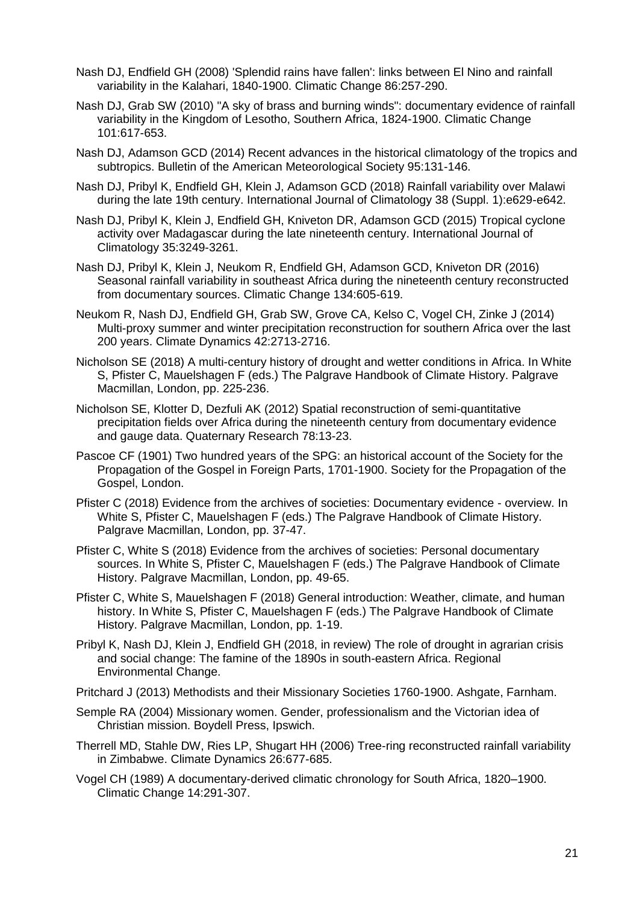Nash DJ, Endfield GH (2008) 'Splendid rains have fallen': links between El Nino and rainfall variability in the Kalahari, 1840-1900. Climatic Change 86:257-290.

Nash DJ, Grab SW (2010) "A sky of brass and burning winds": documentary evidence of rainfall variability in the Kingdom of Lesotho, Southern Africa, 1824-1900. Climatic Change 101:617-653.

Nash DJ, Adamson GCD (2014) Recent advances in the historical climatology of the tropics and subtropics. Bulletin of the American Meteorological Society 95:131-146.

Nash DJ, Pribyl K, Endfield GH, Klein J, Adamson GCD (2018) Rainfall variability over Malawi during the late 19th century. International Journal of Climatology 38 (Suppl. 1):e629-e642.

Nash DJ, Pribyl K, Klein J, Endfield GH, Kniveton DR, Adamson GCD (2015) Tropical cyclone activity over Madagascar during the late nineteenth century. International Journal of Climatology 35:3249-3261.

Nash DJ, Pribyl K, Klein J, Neukom R, Endfield GH, Adamson GCD, Kniveton DR (2016) Seasonal rainfall variability in southeast Africa during the nineteenth century reconstructed from documentary sources. Climatic Change 134:605-619.

Neukom R, Nash DJ, Endfield GH, Grab SW, Grove CA, Kelso C, Vogel CH, Zinke J (2014) Multi-proxy summer and winter precipitation reconstruction for southern Africa over the last 200 years. Climate Dynamics 42:2713-2716.

Nicholson SE (2018) A multi-century history of drought and wetter conditions in Africa. In White S, Pfister C, Mauelshagen F (eds.) The Palgrave Handbook of Climate History. Palgrave Macmillan, London, pp. 225-236.

Nicholson SE, Klotter D, Dezfuli AK (2012) Spatial reconstruction of semi-quantitative precipitation fields over Africa during the nineteenth century from documentary evidence and gauge data. Quaternary Research 78:13-23.

Pascoe CF (1901) Two hundred years of the SPG: an historical account of the Society for the Propagation of the Gospel in Foreign Parts, 1701-1900. Society for the Propagation of the Gospel, London.

Pfister C (2018) Evidence from the archives of societies: Documentary evidence - overview. In White S, Pfister C, Mauelshagen F (eds.) The Palgrave Handbook of Climate History. Palgrave Macmillan, London, pp. 37-47.

Pfister C, White S (2018) Evidence from the archives of societies: Personal documentary sources. In White S, Pfister C, Mauelshagen F (eds.) The Palgrave Handbook of Climate History. Palgrave Macmillan, London, pp. 49-65.

Pfister C, White S, Mauelshagen F (2018) General introduction: Weather, climate, and human history. In White S, Pfister C, Mauelshagen F (eds.) The Palgrave Handbook of Climate History. Palgrave Macmillan, London, pp. 1-19.

Pribyl K, Nash DJ, Klein J, Endfield GH (2018, in review) The role of drought in agrarian crisis and social change: The famine of the 1890s in south-eastern Africa. Regional Environmental Change.

Pritchard J (2013) Methodists and their Missionary Societies 1760-1900. Ashgate, Farnham.

Semple RA (2004) Missionary women. Gender, professionalism and the Victorian idea of Christian mission. Boydell Press, Ipswich.

Therrell MD, Stahle DW, Ries LP, Shugart HH (2006) Tree-ring reconstructed rainfall variability in Zimbabwe. Climate Dynamics 26:677-685.

Vogel CH (1989) A documentary-derived climatic chronology for South Africa, 1820–1900. Climatic Change 14:291-307.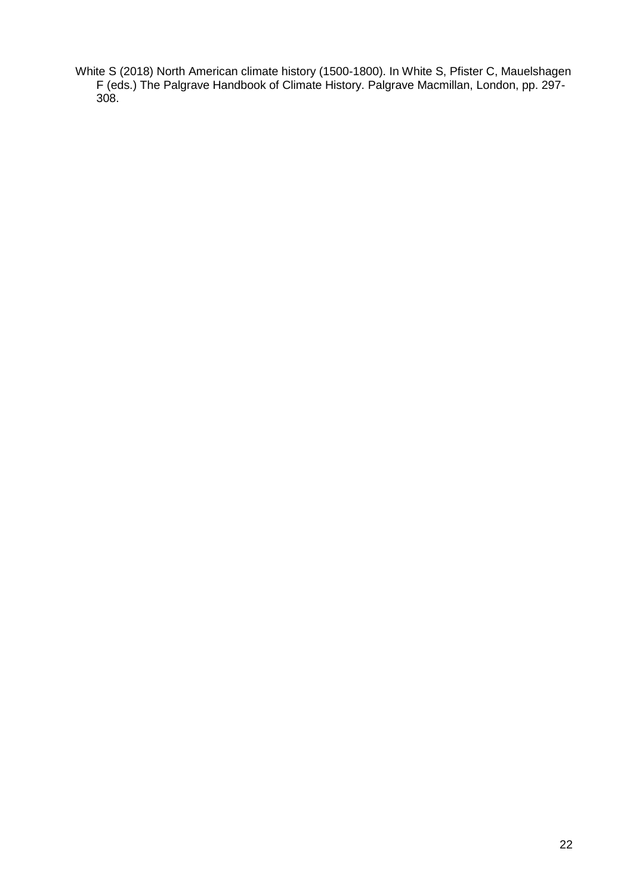White S (2018) North American climate history (1500-1800). In White S, Pfister C, Mauelshagen F (eds.) The Palgrave Handbook of Climate History. Palgrave Macmillan, London, pp. 297-308.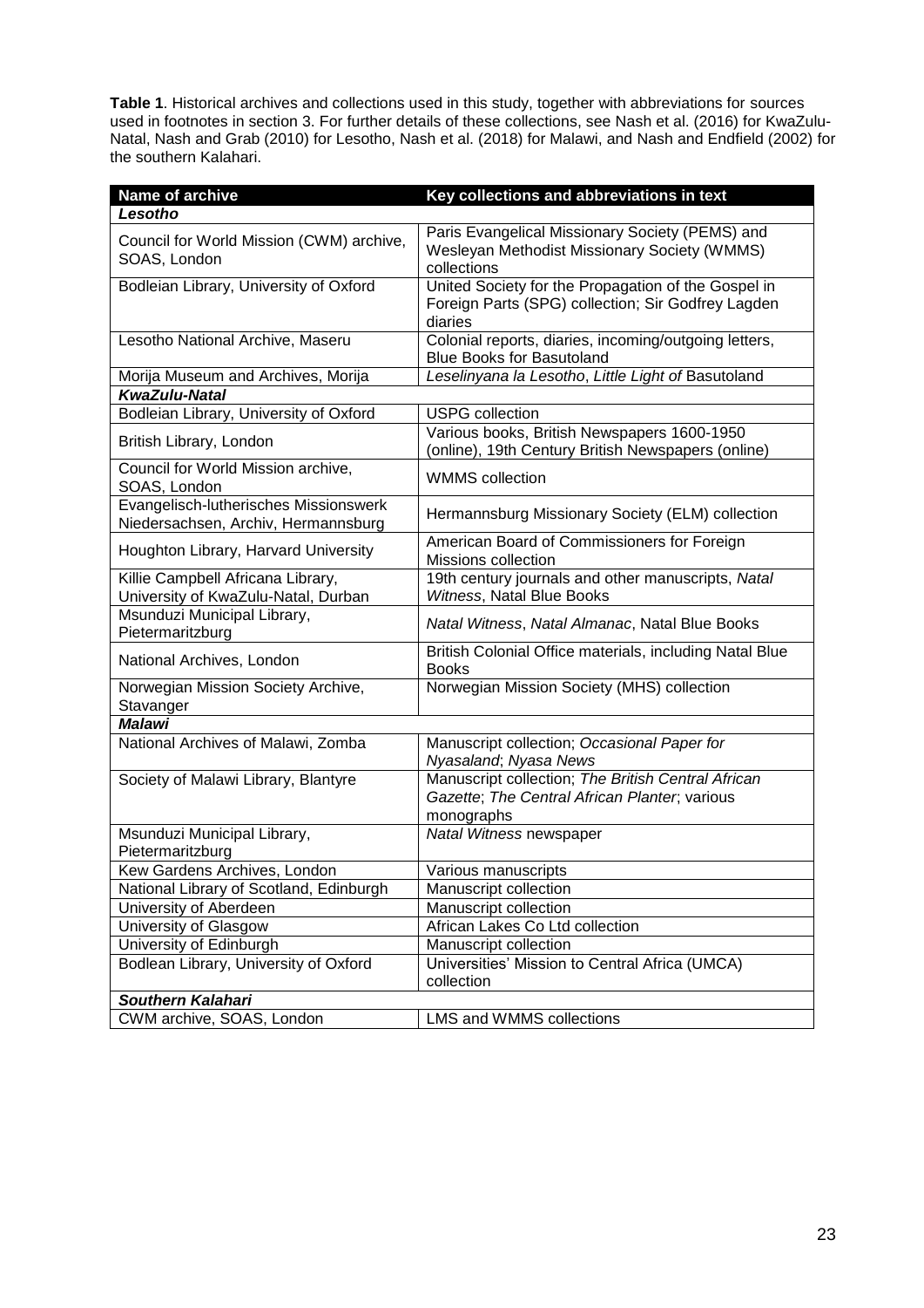**Table 1**. Historical archives and collections used in this study, together with abbreviations for sources used in footnotes in section 3. For further details of these collections, see Nash et al. (2016) for KwaZulu-Natal, Nash and Grab (2010) for Lesotho, Nash et al. (2018) for Malawi, and Nash and Endfield (2002) for the southern Kalahari.

| Name of archive | Key collections and abbreviations in text |
|---|---|
| ***Lesotho*** | |
| Council for World Mission (CWM) archive, SOAS, London | Paris Evangelical Missionary Society (PEMS) and Wesleyan Methodist Missionary Society (WMMS) collections |
| Bodleian Library, University of Oxford | United Society for the Propagation of the Gospel in Foreign Parts (SPG) collection; Sir Godfrey Lagden diaries |
| Lesotho National Archive, Maseru | Colonial reports, diaries, incoming/outgoing letters, Blue Books for Basutoland |
| Morija Museum and Archives, Morija | *Leselinyana la Lesotho*, *Little Light of* Basutoland |
| ***KwaZulu-Natal*** | |
| Bodleian Library, University of Oxford | USPG collection |
| British Library, London | Various books, British Newspapers 1600-1950 (online), 19th Century British Newspapers (online) |
| Council for World Mission archive, SOAS, London | WMMS collection |
| Evangelisch-lutherisches Missionswerk Niedersachsen, Archiv, Hermannsburg | Hermannsburg Missionary Society (ELM) collection |
| Houghton Library, Harvard University | American Board of Commissioners for Foreign Missions collection |
| Killie Campbell Africana Library, University of KwaZulu-Natal, Durban | 19th century journals and other manuscripts, *Natal Witness*, Natal Blue Books |
| Msunduzi Municipal Library, Pietermaritzburg | *Natal Witness*, *Natal Almanac*, Natal Blue Books |
| National Archives, London | British Colonial Office materials, including Natal Blue Books |
| Norwegian Mission Society Archive, Stavanger | Norwegian Mission Society (MHS) collection |
| ***Malawi*** | |
| National Archives of Malawi, Zomba | Manuscript collection; *Occasional Paper for Nyasaland*; *Nyasa News* |
| Society of Malawi Library, Blantyre | Manuscript collection; *The British Central African Gazette*; *The Central African Planter*; various monographs |
| Msunduzi Municipal Library, Pietermaritzburg | *Natal Witness* newspaper |
| Kew Gardens Archives, London | Various manuscripts |
| National Library of Scotland, Edinburgh | Manuscript collection |
| University of Aberdeen | Manuscript collection |
| University of Glasgow | African Lakes Co Ltd collection |
| University of Edinburgh | Manuscript collection |
| Bodleian Library, University of Oxford | Universities' Mission to Central Africa (UMCA) collection |
| ***Southern Kalahari*** | |
| CWM archive, SOAS, London | LMS and WMMS collections |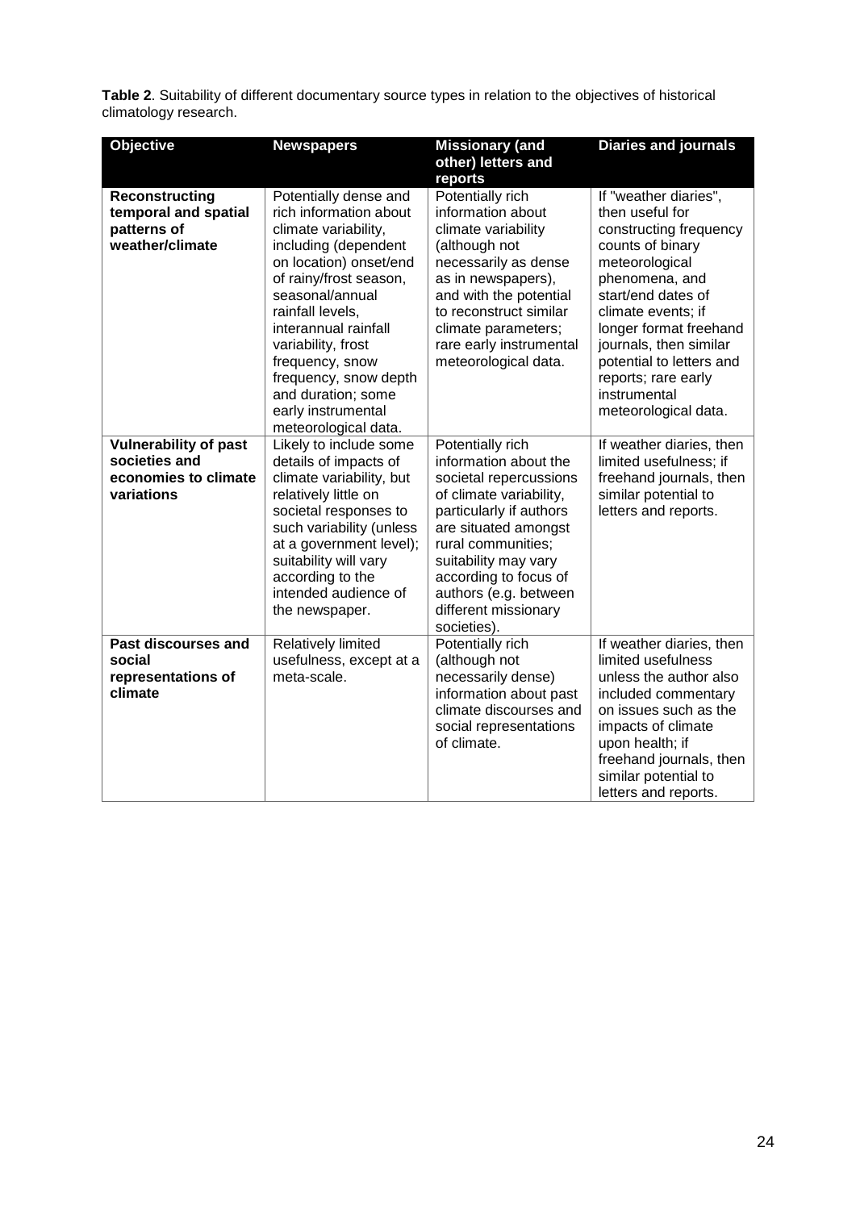**Table 2**. Suitability of different documentary source types in relation to the objectives of historical climatology research.

| Objective | Newspapers | Missionary (and other) letters and reports | Diaries and journals |
|---|---|---|---|
| **Reconstructing temporal and spatial patterns of weather/climate** | Potentially dense and rich information about climate variability, including (dependent on location) onset/end of rainy/frost season, seasonal/annual rainfall levels, interannual rainfall variability, frost frequency, snow frequency, snow depth and duration; some early instrumental meteorological data. | Potentially rich information about climate variability (although not necessarily as dense as in newspapers), and with the potential to reconstruct similar climate parameters; rare early instrumental meteorological data. | If "weather diaries", then useful for constructing frequency counts of binary meteorological phenomena, and start/end dates of climate events; if longer format freehand journals, then similar potential to letters and reports; rare early instrumental meteorological data. |
| **Vulnerability of past societies and economies to climate variations** | Likely to include some details of impacts of climate variability, but relatively little on societal responses to such variability (unless at a government level); suitability will vary according to the intended audience of the newspaper. | Potentially rich information about the societal repercussions of climate variability, particularly if authors are situated amongst rural communities; suitability may vary according to focus of authors (e.g. between different missionary societies). | If weather diaries, then limited usefulness; if freehand journals, then similar potential to letters and reports. |
| **Past discourses and social representations of climate** | Relatively limited usefulness, except at a meta-scale. | Potentially rich (although not necessarily dense) information about past climate discourses and social representations of climate. | If weather diaries, then limited usefulness unless the author also included commentary on issues such as the impacts of climate upon health; if freehand journals, then similar potential to letters and reports. |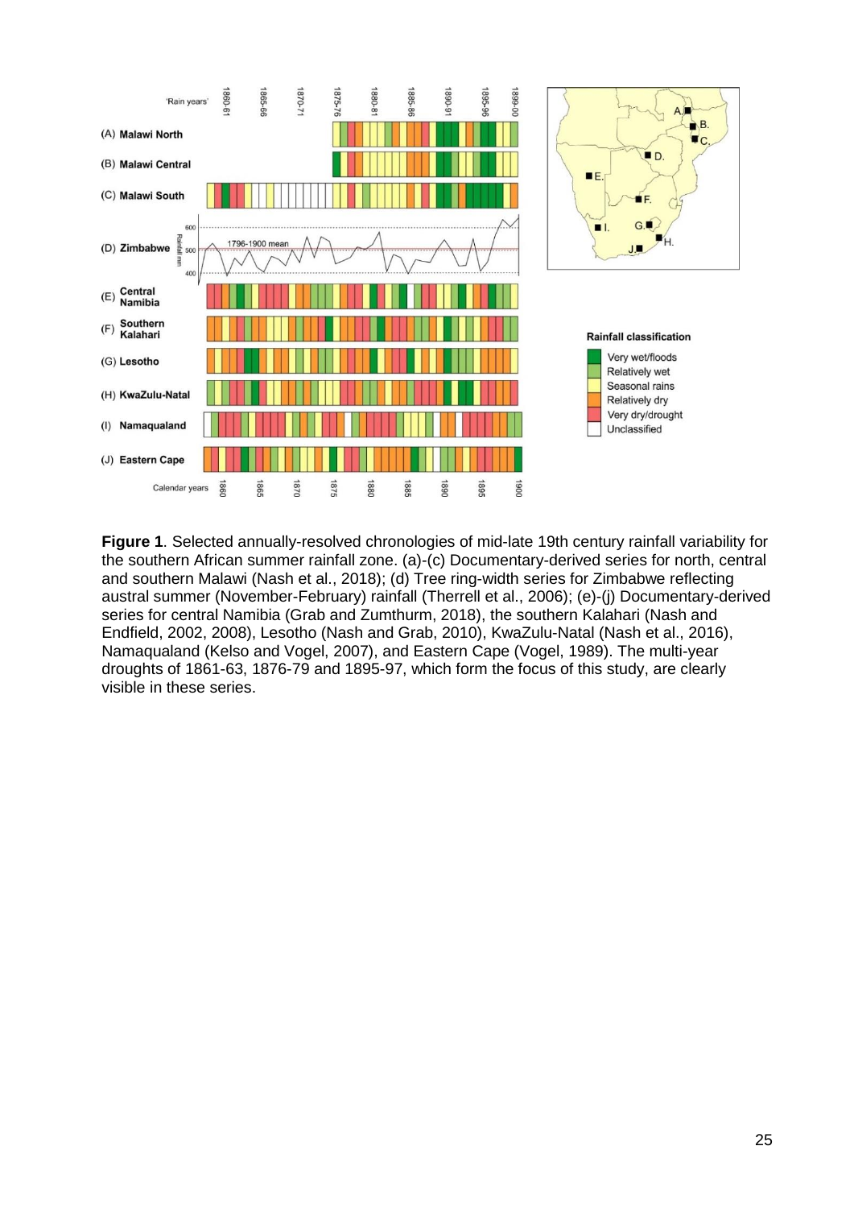'Rain years'
1860-61
1865-66
1870-71
1875-76
1880-81
1885-86
1890-91
1895-96
1899-00

(A) Malawi North
(B) Malawi Central
(C) Malawi South
(D) Zimbabwe
600
500
400
Rainfall mm
1796-1900 mean
(E) Central Namibia
(F) Southern Kalahari
(G) Lesotho
(H) KwaZulu-Natal
(I) Namaqualand
(J) Eastern Cape

Calendar years
1860
1865
1870
1875
1880
1885
1890
1895
1900

A.
B.
C.
D.
E.
F.
G.
H.
I.
J.

Rainfall classification
Very wet/floods
Relatively wet
Seasonal rains
Relatively dry
Very dry/drought
Unclassified

**Figure 1**. Selected annually-resolved chronologies of mid-late 19th century rainfall variability for the southern African summer rainfall zone. (a)-(c) Documentary-derived series for north, central and southern Malawi (Nash et al., 2018); (d) Tree ring-width series for Zimbabwe reflecting austral summer (November-February) rainfall (Therrell et al., 2006); (e)-(j) Documentary-derived series for central Namibia (Grab and Zumthurm, 2018), the southern Kalahari (Nash and Endfield, 2002, 2008), Lesotho (Nash and Grab, 2010), KwaZulu-Natal (Nash et al., 2016), Namaqualand (Kelso and Vogel, 2007), and Eastern Cape (Vogel, 1989). The multi-year droughts of 1861-63, 1876-79 and 1895-97, which form the focus of this study, are clearly visible in these series.